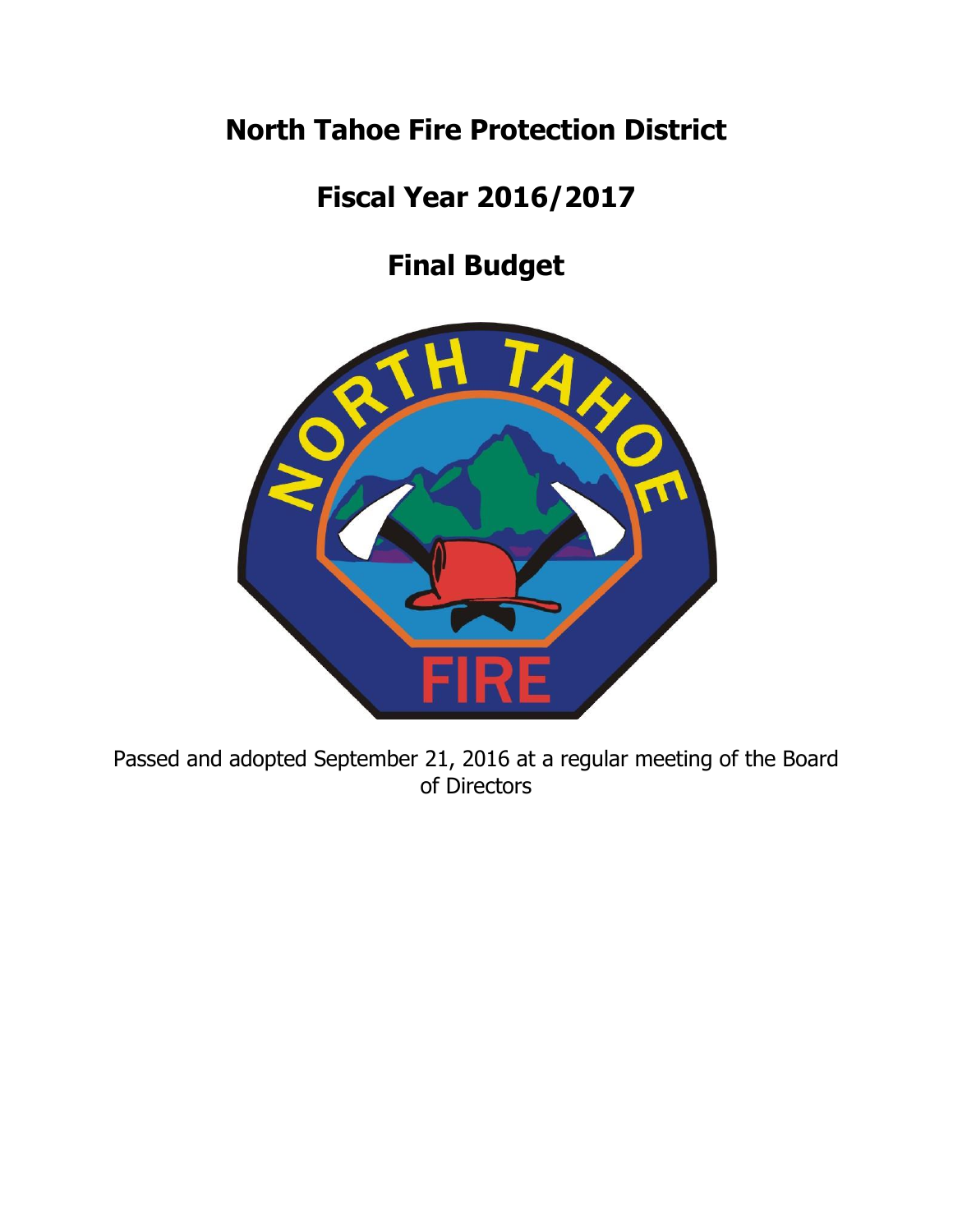# North Tahoe Fire Protection District

# Fiscal Year 2016/2017

# Final Budget

Passed and adopted September 21, 2016 at a regular meeting of the Board of Directors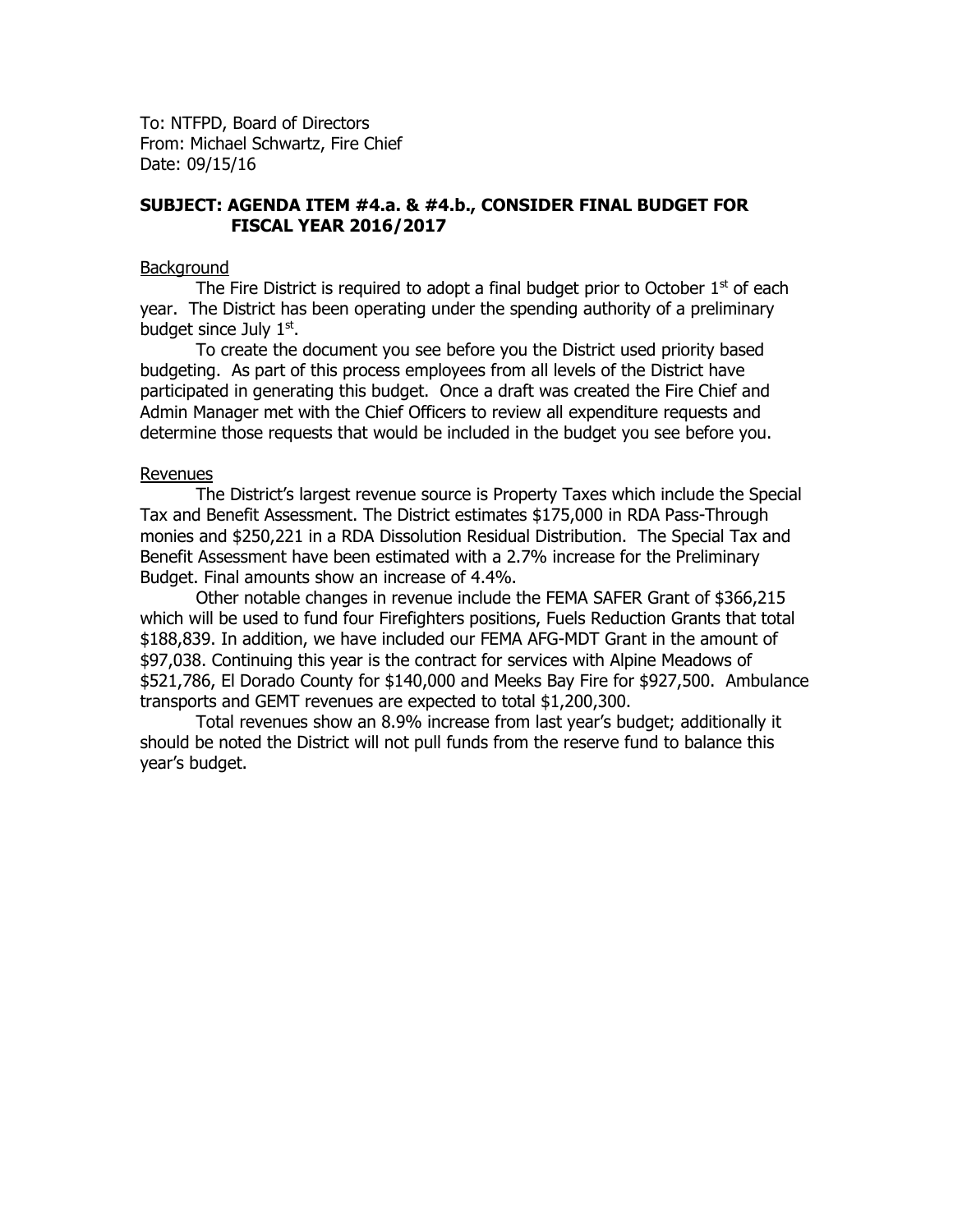To: NTFPD, Board of Directors
From: Michael Schwartz, Fire Chief
Date: 09/15/16

**SUBJECT: AGENDA ITEM #4.a. & #4.b., CONSIDER FINAL BUDGET FOR FISCAL YEAR 2016/2017**

Background

The Fire District is required to adopt a final budget prior to October 1st of each year. The District has been operating under the spending authority of a preliminary budget since July 1st.

To create the document you see before you the District used priority based budgeting. As part of this process employees from all levels of the District have participated in generating this budget. Once a draft was created the Fire Chief and Admin Manager met with the Chief Officers to review all expenditure requests and determine those requests that would be included in the budget you see before you.

Revenues

The District's largest revenue source is Property Taxes which include the Special Tax and Benefit Assessment. The District estimates $175,000 in RDA Pass-Through monies and $250,221 in a RDA Dissolution Residual Distribution. The Special Tax and Benefit Assessment have been estimated with a 2.7% increase for the Preliminary Budget. Final amounts show an increase of 4.4%.

Other notable changes in revenue include the FEMA SAFER Grant of $366,215 which will be used to fund four Firefighters positions, Fuels Reduction Grants that total $188,839. In addition, we have included our FEMA AFG-MDT Grant in the amount of $97,038. Continuing this year is the contract for services with Alpine Meadows of $521,786, El Dorado County for $140,000 and Meeks Bay Fire for $927,500. Ambulance transports and GEMT revenues are expected to total $1,200,300.

Total revenues show an 8.9% increase from last year's budget; additionally it should be noted the District will not pull funds from the reserve fund to balance this year's budget.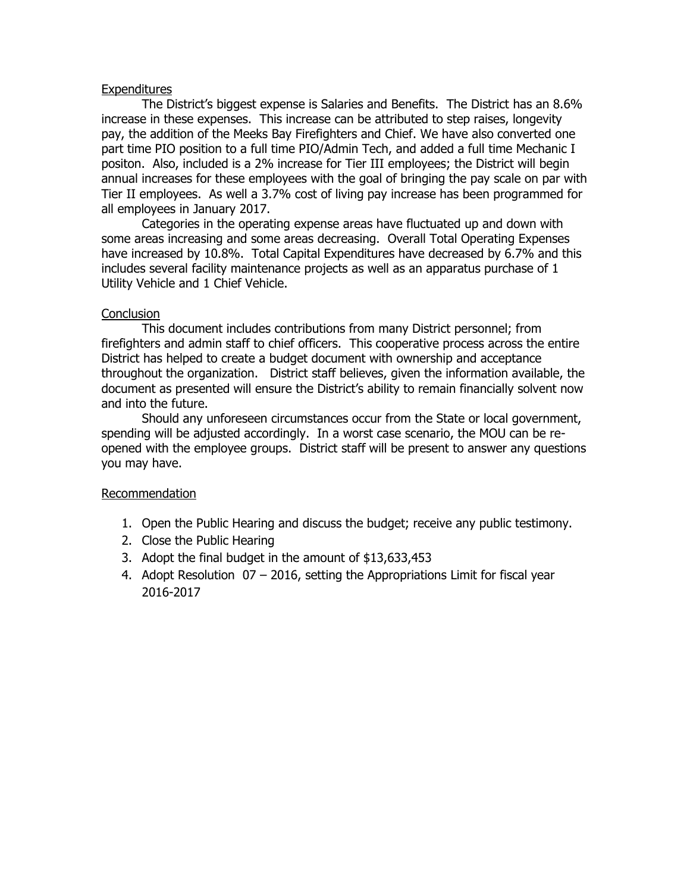## Expenditures

The District's biggest expense is Salaries and Benefits. The District has an 8.6% increase in these expenses. This increase can be attributed to step raises, longevity pay, the addition of the Meeks Bay Firefighters and Chief. We have also converted one part time PIO position to a full time PIO/Admin Tech, and added a full time Mechanic I positon. Also, included is a 2% increase for Tier III employees; the District will begin annual increases for these employees with the goal of bringing the pay scale on par with Tier II employees. As well a 3.7% cost of living pay increase has been programmed for all employees in January 2017.

Categories in the operating expense areas have fluctuated up and down with some areas increasing and some areas decreasing. Overall Total Operating Expenses have increased by 10.8%. Total Capital Expenditures have decreased by 6.7% and this includes several facility maintenance projects as well as an apparatus purchase of 1 Utility Vehicle and 1 Chief Vehicle.

## Conclusion

This document includes contributions from many District personnel; from firefighters and admin staff to chief officers. This cooperative process across the entire District has helped to create a budget document with ownership and acceptance throughout the organization. District staff believes, given the information available, the document as presented will ensure the District's ability to remain financially solvent now and into the future.

Should any unforeseen circumstances occur from the State or local government, spending will be adjusted accordingly. In a worst case scenario, the MOU can be re-opened with the employee groups. District staff will be present to answer any questions you may have.

## Recommendation

1. Open the Public Hearing and discuss the budget; receive any public testimony.
2. Close the Public Hearing
3. Adopt the final budget in the amount of $13,633,453
4. Adopt Resolution 07 – 2016, setting the Appropriations Limit for fiscal year 2016-2017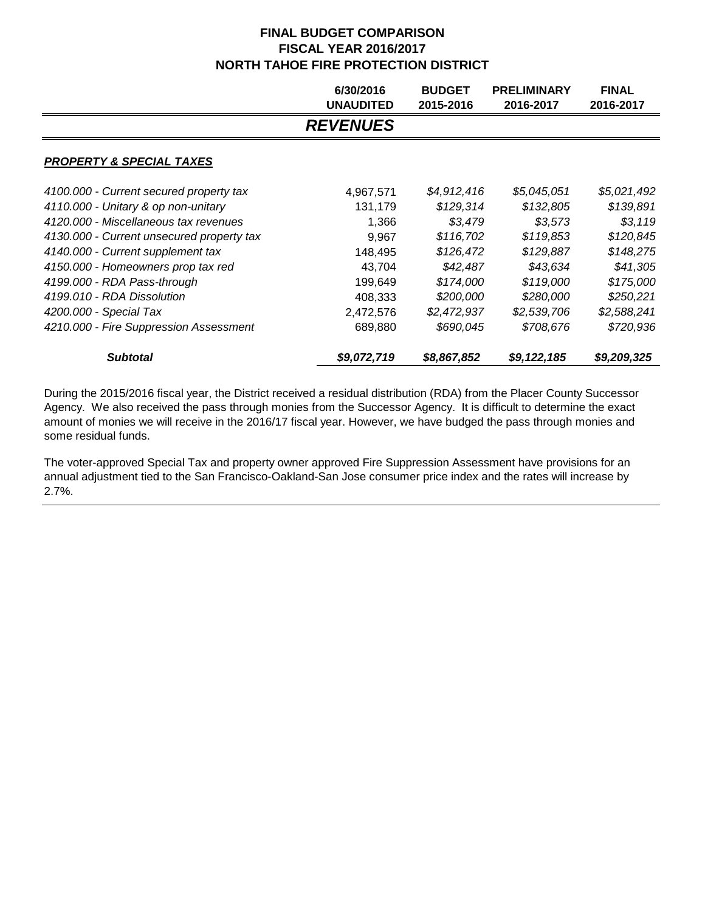# FINAL BUDGET COMPARISON
## FISCAL YEAR 2016/2017
## NORTH TAHOE FIRE PROTECTION DISTRICT

| | 6/30/2016 UNAUDITED | BUDGET 2015-2016 | PRELIMINARY 2016-2017 | FINAL 2016-2017 |
|---|---|---|---|---|
| | ***REVENUES*** | | | |
| ***PROPERTY & SPECIAL TAXES*** | | | | |
| *4100.000 - Current secured property tax* | 4,967,571 | *$4,912,416* | *$5,045,051* | *$5,021,492* |
| *4110.000 - Unitary & op non-unitary* | 131,179 | *$129,314* | *$132,805* | *$139,891* |
| *4120.000 - Miscellaneous tax revenues* | 1,366 | *$3,479* | *$3,573* | *$3,119* |
| *4130.000 - Current unsecured property tax* | 9,967 | *$116,702* | *$119,853* | *$120,845* |
| *4140.000 - Current supplement tax* | 148,495 | *$126,472* | *$129,887* | *$148,275* |
| *4150.000 - Homeowners prop tax red* | 43,704 | *$42,487* | *$43,634* | *$41,305* |
| *4199.000 - RDA Pass-through* | 199,649 | *$174,000* | *$119,000* | *$175,000* |
| *4199.010 - RDA Dissolution* | 408,333 | *$200,000* | *$280,000* | *$250,221* |
| *4200.000 - Special Tax* | 2,472,576 | *$2,472,937* | *$2,539,706* | *$2,588,241* |
| *4210.000 - Fire Suppression Assessment* | 689,880 | *$690,045* | *$708,676* | *$720,936* |
| ***Subtotal*** | ***$9,072,719*** | ***$8,867,852*** | ***$9,122,185*** | ***$9,209,325*** |

During the 2015/2016 fiscal year, the District received a residual distribution (RDA) from the Placer County Successor Agency. We also received the pass through monies from the Successor Agency. It is difficult to determine the exact amount of monies we will receive in the 2016/17 fiscal year. However, we have budged the pass through monies and some residual funds.

The voter-approved Special Tax and property owner approved Fire Suppression Assessment have provisions for an annual adjustment tied to the San Francisco-Oakland-San Jose consumer price index and the rates will increase by 2.7%.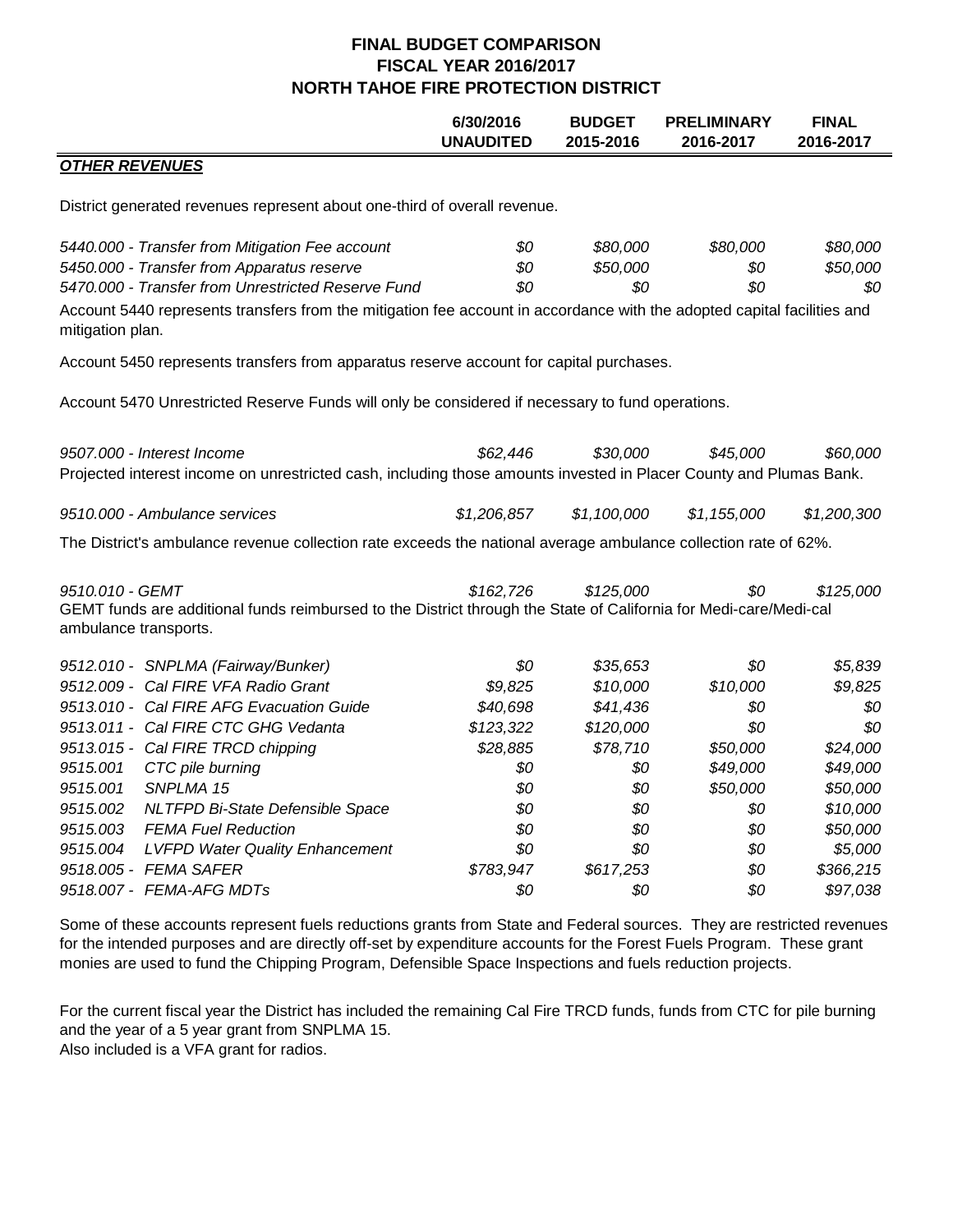# FINAL BUDGET COMPARISON
## FISCAL YEAR 2016/2017
## NORTH TAHOE FIRE PROTECTION DISTRICT

| | 6/30/2016 UNAUDITED | BUDGET 2015-2016 | PRELIMINARY 2016-2017 | FINAL 2016-2017 |
|---|---|---|---|---|

***OTHER REVENUES***

District generated revenues represent about one-third of overall revenue.

| | 6/30/2016 UNAUDITED | BUDGET 2015-2016 | PRELIMINARY 2016-2017 | FINAL 2016-2017 |
|---|---|---|---|---|
| *5440.000 - Transfer from Mitigation Fee account* | *$0* | *$80,000* | *$80,000* | *$80,000* |
| *5450.000 - Transfer from Apparatus reserve* | *$0* | *$50,000* | *$0* | *$50,000* |
| *5470.000 - Transfer from Unrestricted Reserve Fund* | *$0* | *$0* | *$0* | *$0* |

Account 5440 represents transfers from the mitigation fee account in accordance with the adopted capital facilities and mitigation plan.

Account 5450 represents transfers from apparatus reserve account for capital purchases.

Account 5470 Unrestricted Reserve Funds will only be considered if necessary to fund operations.

| | 6/30/2016 UNAUDITED | BUDGET 2015-2016 | PRELIMINARY 2016-2017 | FINAL 2016-2017 |
|---|---|---|---|---|
| *9507.000 - Interest Income* | *$62,446* | *$30,000* | *$45,000* | *$60,000* |

Projected interest income on unrestricted cash, including those amounts invested in Placer County and Plumas Bank.

| | 6/30/2016 UNAUDITED | BUDGET 2015-2016 | PRELIMINARY 2016-2017 | FINAL 2016-2017 |
|---|---|---|---|---|
| *9510.000 - Ambulance services* | *$1,206,857* | *$1,100,000* | *$1,155,000* | *$1,200,300* |

The District's ambulance revenue collection rate exceeds the national average ambulance collection rate of 62%.

| | 6/30/2016 UNAUDITED | BUDGET 2015-2016 | PRELIMINARY 2016-2017 | FINAL 2016-2017 |
|---|---|---|---|---|
| *9510.010 - GEMT* | *$162,726* | *$125,000* | *$0* | *$125,000* |

GEMT funds are additional funds reimbursed to the District through the State of California for Medi-care/Medi-cal ambulance transports.

| | 6/30/2016 UNAUDITED | BUDGET 2015-2016 | PRELIMINARY 2016-2017 | FINAL 2016-2017 |
|---|---|---|---|---|
| *9512.010 - SNPLMA (Fairway/Bunker)* | *$0* | *$35,653* | *$0* | *$5,839* |
| *9512.009 - Cal FIRE VFA Radio Grant* | *$9,825* | *$10,000* | *$10,000* | *$9,825* |
| *9513.010 - Cal FIRE AFG Evacuation Guide* | *$40,698* | *$41,436* | *$0* | *$0* |
| *9513.011 - Cal FIRE CTC GHG Vedanta* | *$123,322* | *$120,000* | *$0* | *$0* |
| *9513.015 - Cal FIRE TRCD chipping* | *$28,885* | *$78,710* | *$50,000* | *$24,000* |
| *9515.001 CTC pile burning* | *$0* | *$0* | *$49,000* | *$49,000* |
| *9515.001 SNPLMA 15* | *$0* | *$0* | *$50,000* | *$50,000* |
| *9515.002 NLTFPD Bi-State Defensible Space* | *$0* | *$0* | *$0* | *$10,000* |
| *9515.003 FEMA Fuel Reduction* | *$0* | *$0* | *$0* | *$50,000* |
| *9515.004 LVFPD Water Quality Enhancement* | *$0* | *$0* | *$0* | *$5,000* |
| *9518.005 - FEMA SAFER* | *$783,947* | *$617,253* | *$0* | *$366,215* |
| *9518.007 - FEMA-AFG MDTs* | *$0* | *$0* | *$0* | *$97,038* |

Some of these accounts represent fuels reductions grants from State and Federal sources. They are restricted revenues for the intended purposes and are directly off-set by expenditure accounts for the Forest Fuels Program. These grant monies are used to fund the Chipping Program, Defensible Space Inspections and fuels reduction projects.

For the current fiscal year the District has included the remaining Cal Fire TRCD funds, funds from CTC for pile burning and the year of a 5 year grant from SNPLMA 15.
Also included is a VFA grant for radios.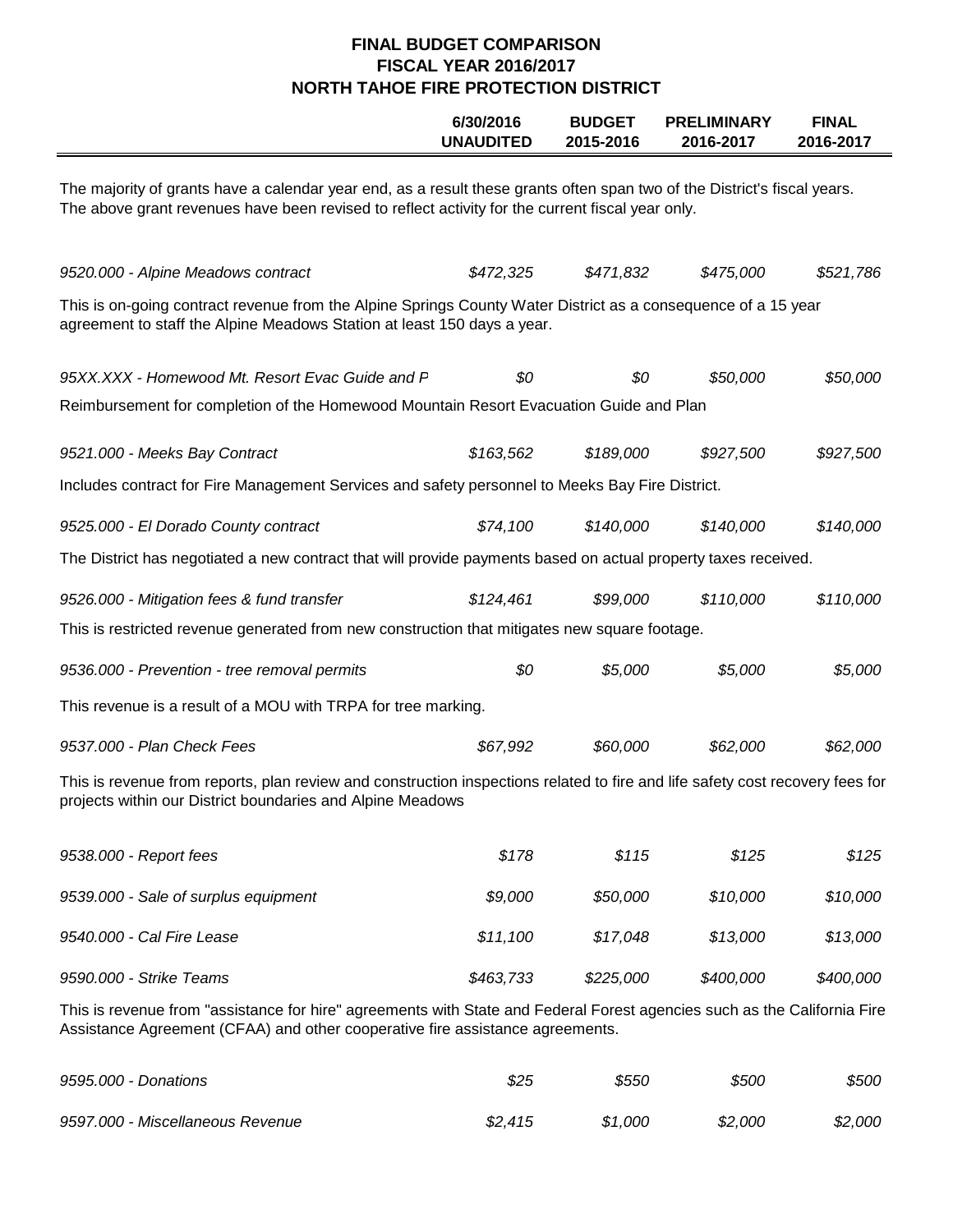# FINAL BUDGET COMPARISON
## FISCAL YEAR 2016/2017
## NORTH TAHOE FIRE PROTECTION DISTRICT

| | 6/30/2016 UNAUDITED | BUDGET 2015-2016 | PRELIMINARY 2016-2017 | FINAL 2016-2017 |
|---|---|---|---|---|

The majority of grants have a calendar year end, as a result these grants often span two of the District's fiscal years. The above grant revenues have been revised to reflect activity for the current fiscal year only.

| | 6/30/2016 UNAUDITED | BUDGET 2015-2016 | PRELIMINARY 2016-2017 | FINAL 2016-2017 |
|---|---|---|---|---|
| *9520.000 - Alpine Meadows contract* | *$472,325* | *$471,832* | *$475,000* | *$521,786* |

This is on-going contract revenue from the Alpine Springs County Water District as a consequence of a 15 year agreement to staff the Alpine Meadows Station at least 150 days a year.

| | | | | |
|---|---|---|---|---|
| *95XX.XXX - Homewood Mt. Resort Evac Guide and P* | *$0* | *$0* | *$50,000* | *$50,000* |

Reimbursement for completion of the Homewood Mountain Resort Evacuation Guide and Plan

| | | | | |
|---|---|---|---|---|
| *9521.000 - Meeks Bay Contract* | *$163,562* | *$189,000* | *$927,500* | *$927,500* |

Includes contract for Fire Management Services and safety personnel to Meeks Bay Fire District.

| | | | | |
|---|---|---|---|---|
| *9525.000 - El Dorado County contract* | *$74,100* | *$140,000* | *$140,000* | *$140,000* |

The District has negotiated a new contract that will provide payments based on actual property taxes received.

| | | | | |
|---|---|---|---|---|
| *9526.000 - Mitigation fees & fund transfer* | *$124,461* | *$99,000* | *$110,000* | *$110,000* |

This is restricted revenue generated from new construction that mitigates new square footage.

| | | | | |
|---|---|---|---|---|
| *9536.000 - Prevention - tree removal permits* | *$0* | *$5,000* | *$5,000* | *$5,000* |

This revenue is a result of a MOU with TRPA for tree marking.

| | | | | |
|---|---|---|---|---|
| *9537.000 - Plan Check Fees* | *$67,992* | *$60,000* | *$62,000* | *$62,000* |

This is revenue from reports, plan review and construction inspections related to fire and life safety cost recovery fees for projects within our District boundaries and Alpine Meadows

| | | | | |
|---|---|---|---|---|
| *9538.000 - Report fees* | *$178* | *$115* | *$125* | *$125* |
| *9539.000 - Sale of surplus equipment* | *$9,000* | *$50,000* | *$10,000* | *$10,000* |
| *9540.000 - Cal Fire Lease* | *$11,100* | *$17,048* | *$13,000* | *$13,000* |
| *9590.000 - Strike Teams* | *$463,733* | *$225,000* | *$400,000* | *$400,000* |

This is revenue from "assistance for hire" agreements with State and Federal Forest agencies such as the California Fire Assistance Agreement (CFAA) and other cooperative fire assistance agreements.

| | | | | |
|---|---|---|---|---|
| *9595.000 - Donations* | *$25* | *$550* | *$500* | *$500* |
| *9597.000 - Miscellaneous Revenue* | *$2,415* | *$1,000* | *$2,000* | *$2,000* |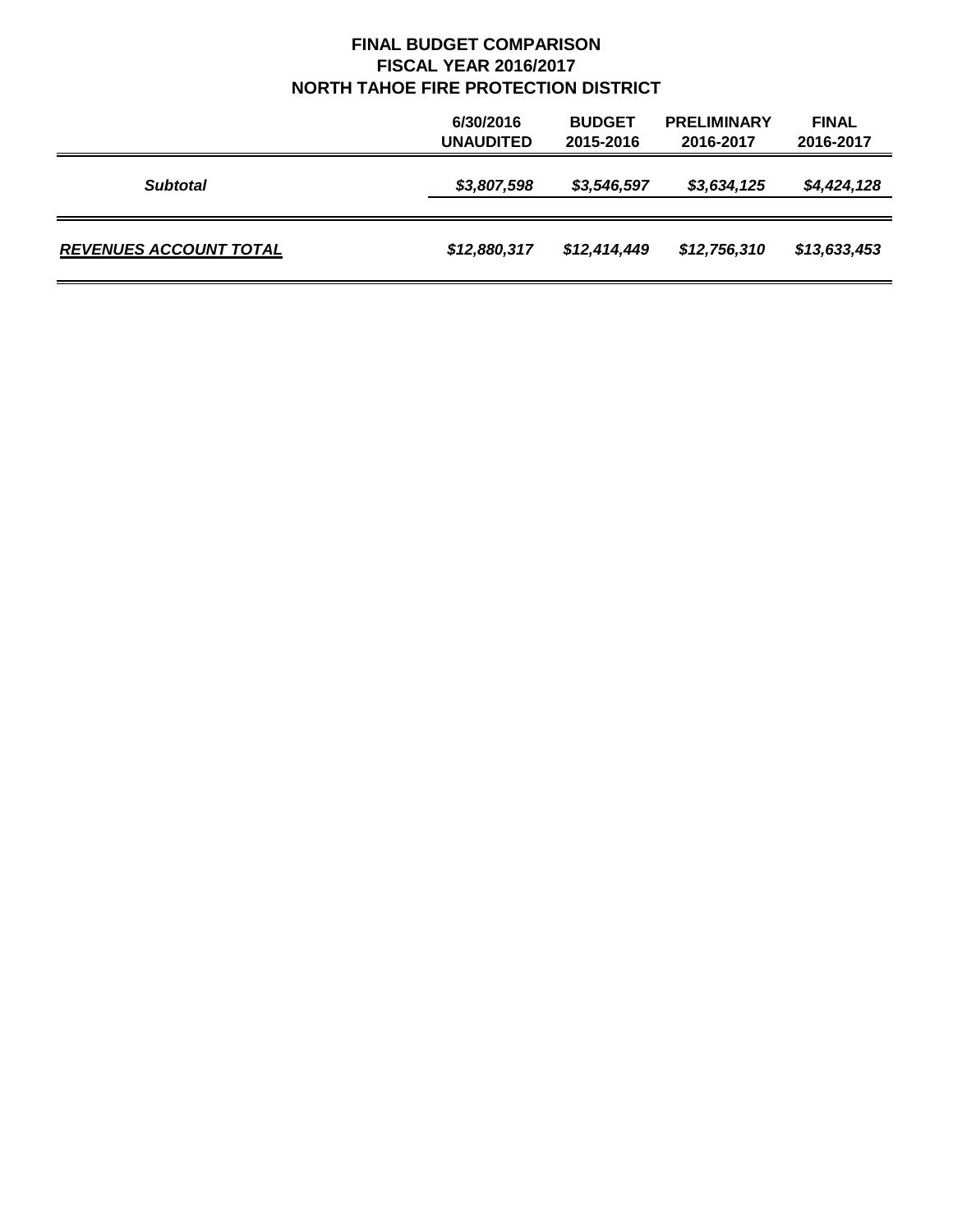**FINAL BUDGET COMPARISON**
**FISCAL YEAR 2016/2017**
**NORTH TAHOE FIRE PROTECTION DISTRICT**

| | 6/30/2016 UNAUDITED | BUDGET 2015-2016 | PRELIMINARY 2016-2017 | FINAL 2016-2017 |
|---|---|---|---|---|
| ***Subtotal*** | ***$3,807,598*** | ***$3,546,597*** | ***$3,634,125*** | ***$4,424,128*** |
| ***REVENUES ACCOUNT TOTAL*** | ***$12,880,317*** | ***$12,414,449*** | ***$12,756,310*** | ***$13,633,453*** |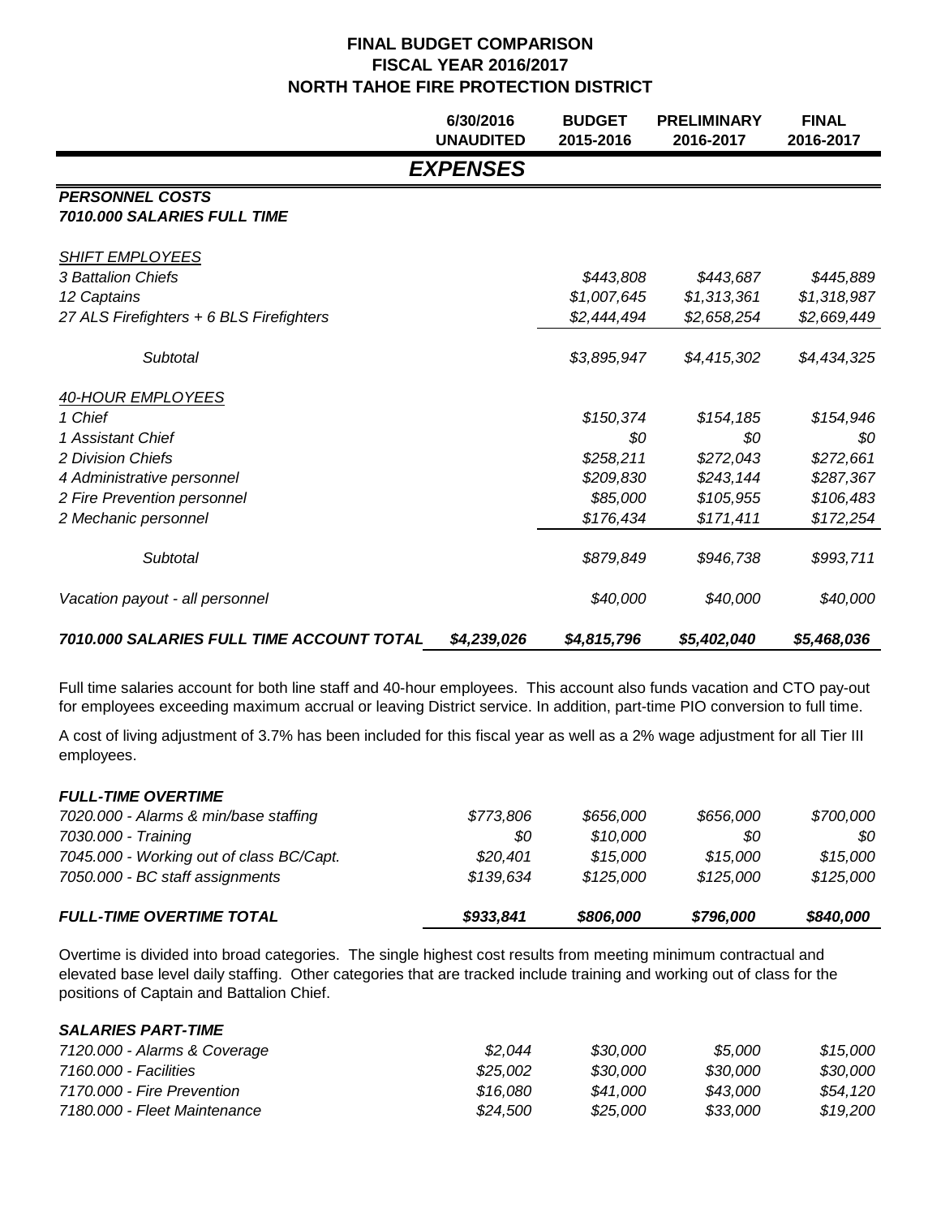# FINAL BUDGET COMPARISON
## FISCAL YEAR 2016/2017
## NORTH TAHOE FIRE PROTECTION DISTRICT

| | 6/30/2016 UNAUDITED | BUDGET 2015-2016 | PRELIMINARY 2016-2017 | FINAL 2016-2017 |
|---|---|---|---|---|
| | ***EXPENSES*** | | | |
| ***PERSONNEL COSTS*** | | | | |
| ***7010.000 SALARIES FULL TIME*** | | | | |
| *SHIFT EMPLOYEES* | | | | |
| *3 Battalion Chiefs* | | *$443,808* | *$443,687* | *$445,889* |
| *12 Captains* | | *$1,007,645* | *$1,313,361* | *$1,318,987* |
| *27 ALS Firefighters + 6 BLS Firefighters* | | *$2,444,494* | *$2,658,254* | *$2,669,449* |
| *Subtotal* | | *$3,895,947* | *$4,415,302* | *$4,434,325* |
| *40-HOUR EMPLOYEES* | | | | |
| *1 Chief* | | *$150,374* | *$154,185* | *$154,946* |
| *1 Assistant Chief* | | *$0* | *$0* | *$0* |
| *2 Division Chiefs* | | *$258,211* | *$272,043* | *$272,661* |
| *4 Administrative personnel* | | *$209,830* | *$243,144* | *$287,367* |
| *2 Fire Prevention personnel* | | *$85,000* | *$105,955* | *$106,483* |
| *2 Mechanic personnel* | | *$176,434* | *$171,411* | *$172,254* |
| *Subtotal* | | *$879,849* | *$946,738* | *$993,711* |
| *Vacation payout - all personnel* | | *$40,000* | *$40,000* | *$40,000* |
| ***7010.000 SALARIES FULL TIME ACCOUNT TOTAL*** | ***$4,239,026*** | ***$4,815,796*** | ***$5,402,040*** | ***$5,468,036*** |

Full time salaries account for both line staff and 40-hour employees. This account also funds vacation and CTO pay-out for employees exceeding maximum accrual or leaving District service. In addition, part-time PIO conversion to full time.

A cost of living adjustment of 3.7% has been included for this fiscal year as well as a 2% wage adjustment for all Tier III employees.

| | 6/30/2016 UNAUDITED | BUDGET 2015-2016 | PRELIMINARY 2016-2017 | FINAL 2016-2017 |
|---|---|---|---|---|
| ***FULL-TIME OVERTIME*** | | | | |
| *7020.000 - Alarms & min/base staffing* | *$773,806* | *$656,000* | *$656,000* | *$700,000* |
| *7030.000 - Training* | *$0* | *$10,000* | *$0* | *$0* |
| *7045.000 - Working out of class BC/Capt.* | *$20,401* | *$15,000* | *$15,000* | *$15,000* |
| *7050.000 - BC staff assignments* | *$139,634* | *$125,000* | *$125,000* | *$125,000* |
| ***FULL-TIME OVERTIME TOTAL*** | ***$933,841*** | ***$806,000*** | ***$796,000*** | ***$840,000*** |

Overtime is divided into broad categories. The single highest cost results from meeting minimum contractual and elevated base level daily staffing. Other categories that are tracked include training and working out of class for the positions of Captain and Battalion Chief.

| | 6/30/2016 UNAUDITED | BUDGET 2015-2016 | PRELIMINARY 2016-2017 | FINAL 2016-2017 |
|---|---|---|---|---|
| ***SALARIES PART-TIME*** | | | | |
| *7120.000 - Alarms & Coverage* | *$2,044* | *$30,000* | *$5,000* | *$15,000* |
| *7160.000 - Facilities* | *$25,002* | *$30,000* | *$30,000* | *$30,000* |
| *7170.000 - Fire Prevention* | *$16,080* | *$41,000* | *$43,000* | *$54,120* |
| *7180.000 - Fleet Maintenance* | *$24,500* | *$25,000* | *$33,000* | *$19,200* |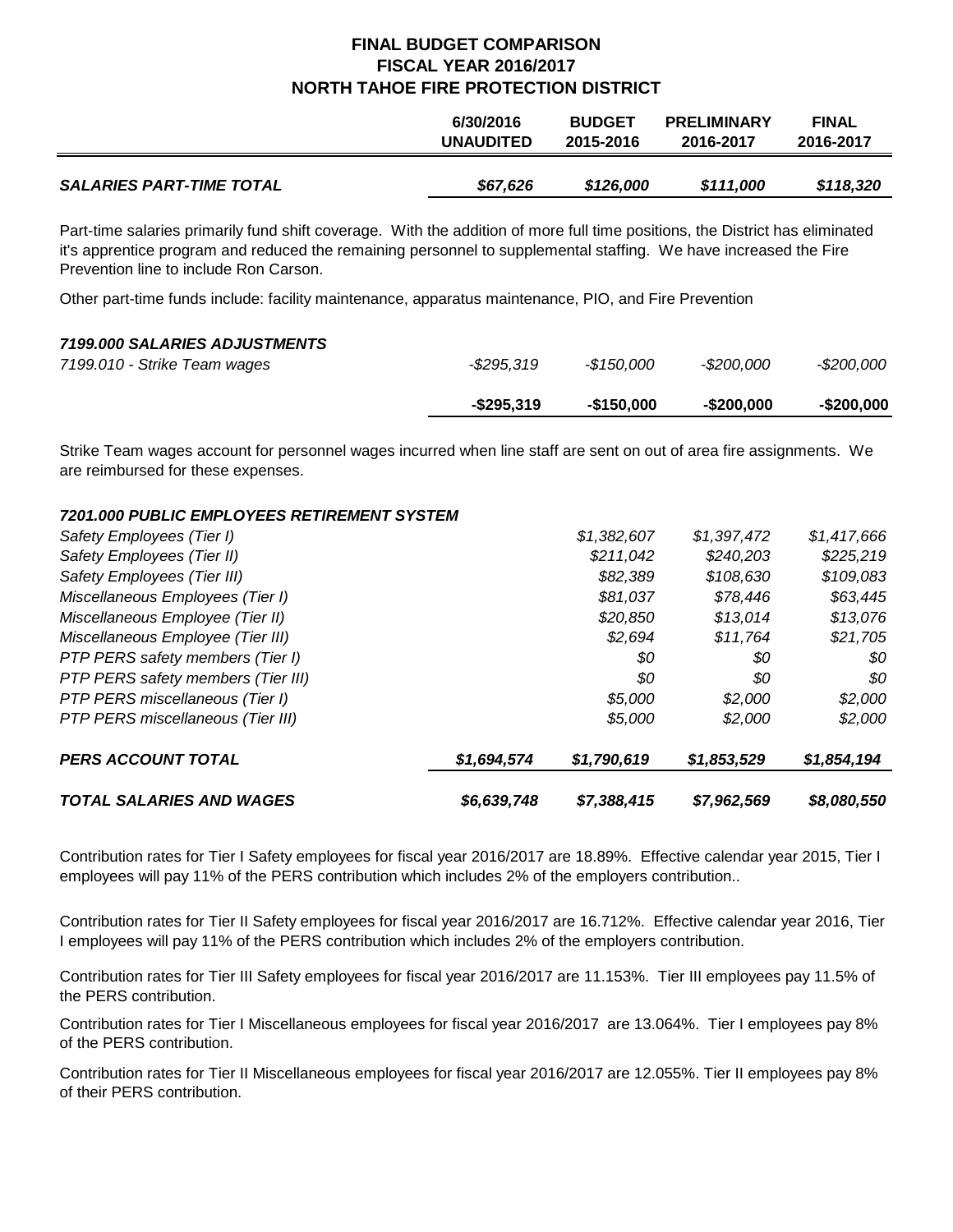# FINAL BUDGET COMPARISON
## FISCAL YEAR 2016/2017
## NORTH TAHOE FIRE PROTECTION DISTRICT

| | 6/30/2016 UNAUDITED | BUDGET 2015-2016 | PRELIMINARY 2016-2017 | FINAL 2016-2017 |
|---|---|---|---|---|
| ***SALARIES PART-TIME TOTAL*** | ***$67,626*** | ***$126,000*** | ***$111,000*** | ***$118,320*** |

Part-time salaries primarily fund shift coverage. With the addition of more full time positions, the District has eliminated it's apprentice program and reduced the remaining personnel to supplemental staffing. We have increased the Fire Prevention line to include Ron Carson.

Other part-time funds include: facility maintenance, apparatus maintenance, PIO, and Fire Prevention

| | 6/30/2016 UNAUDITED | BUDGET 2015-2016 | PRELIMINARY 2016-2017 | FINAL 2016-2017 |
|---|---|---|---|---|
| ***7199.000 SALARIES ADJUSTMENTS*** | | | | |
| *7199.010 - Strike Team wages* | *-$295,319* | *-$150,000* | *-$200,000* | *-$200,000* |
| | **-$295,319** | **-$150,000** | **-$200,000** | **-$200,000** |

Strike Team wages account for personnel wages incurred when line staff are sent on out of area fire assignments. We are reimbursed for these expenses.

| | 6/30/2016 UNAUDITED | BUDGET 2015-2016 | PRELIMINARY 2016-2017 | FINAL 2016-2017 |
|---|---|---|---|---|
| ***7201.000 PUBLIC EMPLOYEES RETIREMENT SYSTEM*** | | | | |
| *Safety Employees (Tier I)* | | *$1,382,607* | *$1,397,472* | *$1,417,666* |
| *Safety Employees (Tier II)* | | *$211,042* | *$240,203* | *$225,219* |
| *Safety Employees (Tier III)* | | *$82,389* | *$108,630* | *$109,083* |
| *Miscellaneous Employees (Tier I)* | | *$81,037* | *$78,446* | *$63,445* |
| *Miscellaneous Employee (Tier II)* | | *$20,850* | *$13,014* | *$13,076* |
| *Miscellaneous Employee (Tier III)* | | *$2,694* | *$11,764* | *$21,705* |
| *PTP PERS safety members (Tier I)* | | *$0* | *$0* | *$0* |
| *PTP PERS safety members (Tier III)* | | *$0* | *$0* | *$0* |
| *PTP PERS miscellaneous (Tier I)* | | *$5,000* | *$2,000* | *$2,000* |
| *PTP PERS miscellaneous (Tier III)* | | *$5,000* | *$2,000* | *$2,000* |
| ***PERS ACCOUNT TOTAL*** | ***$1,694,574*** | ***$1,790,619*** | ***$1,853,529*** | ***$1,854,194*** |
| ***TOTAL SALARIES AND WAGES*** | ***$6,639,748*** | ***$7,388,415*** | ***$7,962,569*** | ***$8,080,550*** |

Contribution rates for Tier I Safety employees for fiscal year 2016/2017 are 18.89%. Effective calendar year 2015, Tier I employees will pay 11% of the PERS contribution which includes 2% of the employers contribution..

Contribution rates for Tier II Safety employees for fiscal year 2016/2017 are 16.712%. Effective calendar year 2016, Tier I employees will pay 11% of the PERS contribution which includes 2% of the employers contribution.

Contribution rates for Tier III Safety employees for fiscal year 2016/2017 are 11.153%. Tier III employees pay 11.5% of the PERS contribution.

Contribution rates for Tier I Miscellaneous employees for fiscal year 2016/2017 are 13.064%. Tier I employees pay 8% of the PERS contribution.

Contribution rates for Tier II Miscellaneous employees for fiscal year 2016/2017 are 12.055%. Tier II employees pay 8% of their PERS contribution.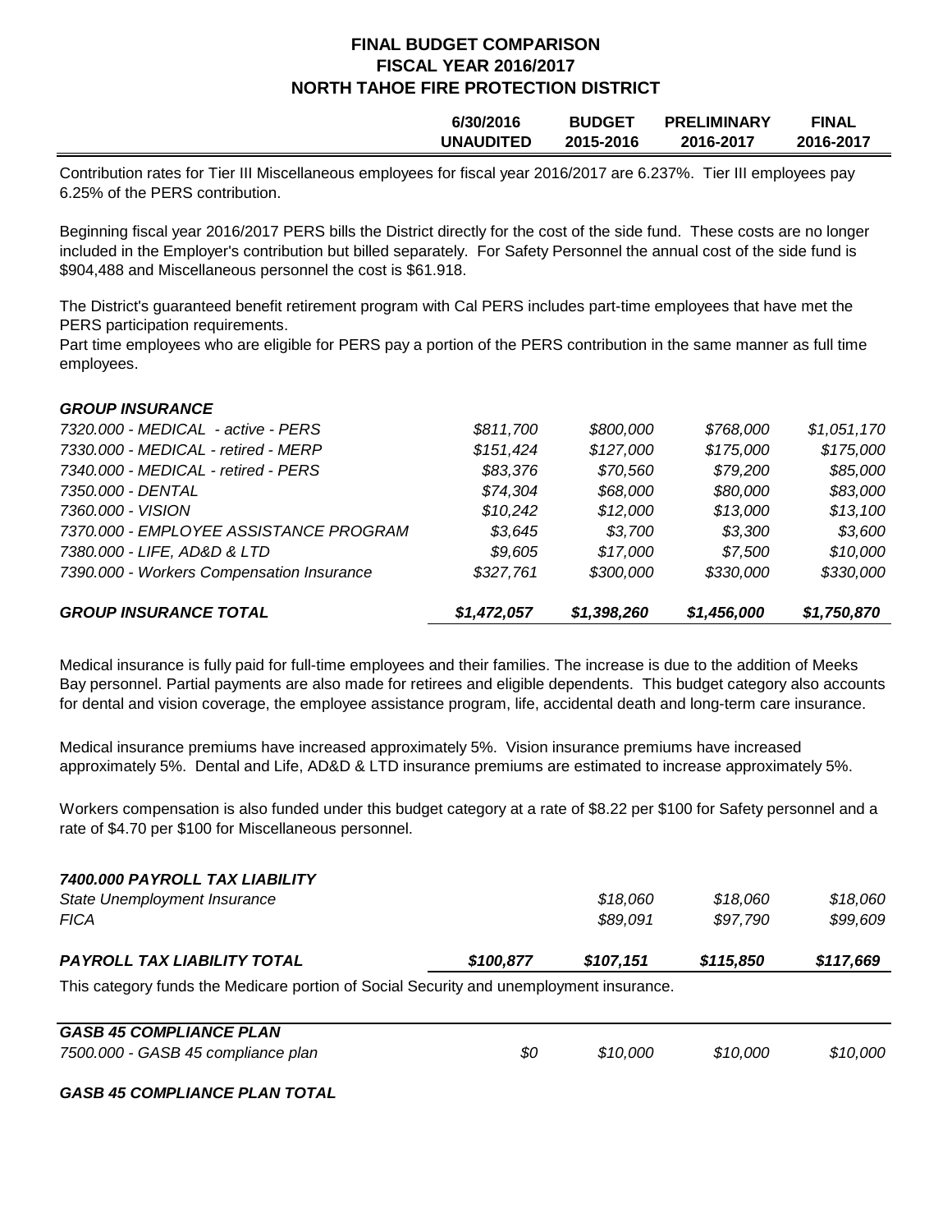**FINAL BUDGET COMPARISON**
**FISCAL YEAR 2016/2017**
**NORTH TAHOE FIRE PROTECTION DISTRICT**

| | 6/30/2016 UNAUDITED | BUDGET 2015-2016 | PRELIMINARY 2016-2017 | FINAL 2016-2017 |
|---|---|---|---|---|

Contribution rates for Tier III Miscellaneous employees for fiscal year 2016/2017 are 6.237%. Tier III employees pay 6.25% of the PERS contribution.

Beginning fiscal year 2016/2017 PERS bills the District directly for the cost of the side fund. These costs are no longer included in the Employer's contribution but billed separately. For Safety Personnel the annual cost of the side fund is $904,488 and Miscellaneous personnel the cost is $61.918.

The District's guaranteed benefit retirement program with Cal PERS includes part-time employees that have met the PERS participation requirements.
Part time employees who are eligible for PERS pay a portion of the PERS contribution in the same manner as full time employees.

| | 6/30/2016 UNAUDITED | BUDGET 2015-2016 | PRELIMINARY 2016-2017 | FINAL 2016-2017 |
|---|---|---|---|---|
| ***GROUP INSURANCE*** | | | | |
| *7320.000 - MEDICAL - active - PERS* | *$811,700* | *$800,000* | *$768,000* | *$1,051,170* |
| *7330.000 - MEDICAL - retired - MERP* | *$151,424* | *$127,000* | *$175,000* | *$175,000* |
| *7340.000 - MEDICAL - retired - PERS* | *$83,376* | *$70,560* | *$79,200* | *$85,000* |
| *7350.000 - DENTAL* | *$74,304* | *$68,000* | *$80,000* | *$83,000* |
| *7360.000 - VISION* | *$10,242* | *$12,000* | *$13,000* | *$13,100* |
| *7370.000 - EMPLOYEE ASSISTANCE PROGRAM* | *$3,645* | *$3,700* | *$3,300* | *$3,600* |
| *7380.000 - LIFE, AD&D & LTD* | *$9,605* | *$17,000* | *$7,500* | *$10,000* |
| *7390.000 - Workers Compensation Insurance* | *$327,761* | *$300,000* | *$330,000* | *$330,000* |
| ***GROUP INSURANCE TOTAL*** | ***$1,472,057*** | ***$1,398,260*** | ***$1,456,000*** | ***$1,750,870*** |

Medical insurance is fully paid for full-time employees and their families. The increase is due to the addition of Meeks Bay personnel. Partial payments are also made for retirees and eligible dependents. This budget category also accounts for dental and vision coverage, the employee assistance program, life, accidental death and long-term care insurance.

Medical insurance premiums have increased approximately 5%. Vision insurance premiums have increased approximately 5%. Dental and Life, AD&D & LTD insurance premiums are estimated to increase approximately 5%.

Workers compensation is also funded under this budget category at a rate of $8.22 per $100 for Safety personnel and a rate of $4.70 per $100 for Miscellaneous personnel.

| | 6/30/2016 UNAUDITED | BUDGET 2015-2016 | PRELIMINARY 2016-2017 | FINAL 2016-2017 |
|---|---|---|---|---|
| ***7400.000 PAYROLL TAX LIABILITY*** | | | | |
| *State Unemployment Insurance* | | *$18,060* | *$18,060* | *$18,060* |
| *FICA* | | *$89,091* | *$97,790* | *$99,609* |
| ***PAYROLL TAX LIABILITY TOTAL*** | ***$100,877*** | ***$107,151*** | ***$115,850*** | ***$117,669*** |

This category funds the Medicare portion of Social Security and unemployment insurance.

| | 6/30/2016 UNAUDITED | BUDGET 2015-2016 | PRELIMINARY 2016-2017 | FINAL 2016-2017 |
|---|---|---|---|---|
| ***GASB 45 COMPLIANCE PLAN*** | | | | |
| *7500.000 - GASB 45 compliance plan* | *$0* | *$10,000* | *$10,000* | *$10,000* |
| ***GASB 45 COMPLIANCE PLAN TOTAL*** | | | | |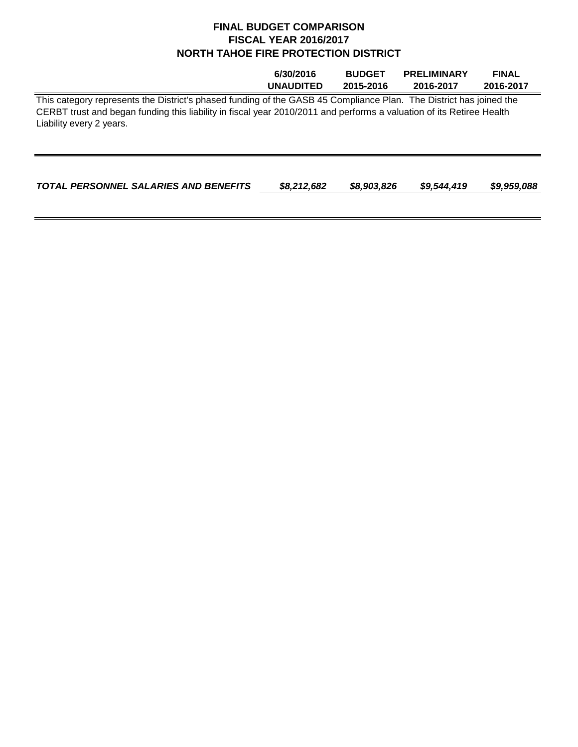# FINAL BUDGET COMPARISON
## FISCAL YEAR 2016/2017
## NORTH TAHOE FIRE PROTECTION DISTRICT

| | 6/30/2016 UNAUDITED | BUDGET 2015-2016 | PRELIMINARY 2016-2017 | FINAL 2016-2017 |
|---|---|---|---|---|

This category represents the District's phased funding of the GASB 45 Compliance Plan. The District has joined the CERBT trust and began funding this liability in fiscal year 2010/2011 and performs a valuation of its Retiree Health Liability every 2 years.

| | 6/30/2016 UNAUDITED | BUDGET 2015-2016 | PRELIMINARY 2016-2017 | FINAL 2016-2017 |
|---|---|---|---|---|
| ***TOTAL PERSONNEL SALARIES AND BENEFITS*** | ***$8,212,682*** | ***$8,903,826*** | ***$9,544,419*** | ***$9,959,088*** |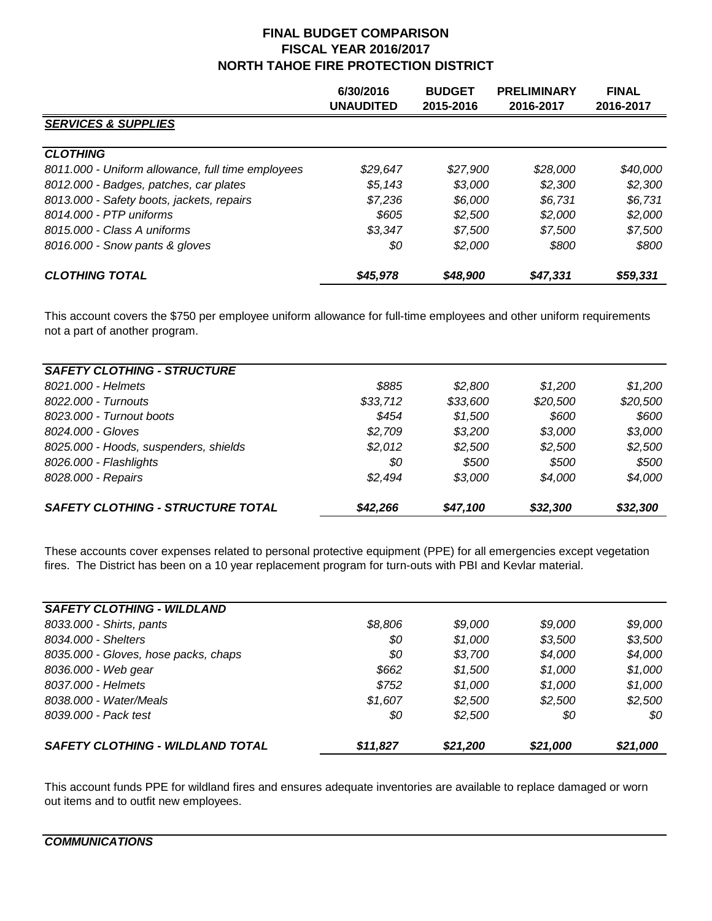**FINAL BUDGET COMPARISON**
**FISCAL YEAR 2016/2017**
**NORTH TAHOE FIRE PROTECTION DISTRICT**

| | 6/30/2016 UNAUDITED | BUDGET 2015-2016 | PRELIMINARY 2016-2017 | FINAL 2016-2017 |
|---|---|---|---|---|
| ***SERVICES & SUPPLIES*** | | | | |
| ***CLOTHING*** | | | | |
| *8011.000 - Uniform allowance, full time employees* | *$29,647* | *$27,900* | *$28,000* | *$40,000* |
| *8012.000 - Badges, patches, car plates* | *$5,143* | *$3,000* | *$2,300* | *$2,300* |
| *8013.000 - Safety boots, jackets, repairs* | *$7,236* | *$6,000* | *$6,731* | *$6,731* |
| *8014.000 - PTP uniforms* | *$605* | *$2,500* | *$2,000* | *$2,000* |
| *8015.000 - Class A uniforms* | *$3,347* | *$7,500* | *$7,500* | *$7,500* |
| *8016.000 - Snow pants & gloves* | *$0* | *$2,000* | *$800* | *$800* |
| ***CLOTHING TOTAL*** | ***$45,978*** | ***$48,900*** | ***$47,331*** | ***$59,331*** |

This account covers the $750 per employee uniform allowance for full-time employees and other uniform requirements not a part of another program.

| | 6/30/2016 UNAUDITED | BUDGET 2015-2016 | PRELIMINARY 2016-2017 | FINAL 2016-2017 |
|---|---|---|---|---|
| ***SAFETY CLOTHING - STRUCTURE*** | | | | |
| *8021.000 - Helmets* | *$885* | *$2,800* | *$1,200* | *$1,200* |
| *8022.000 - Turnouts* | *$33,712* | *$33,600* | *$20,500* | *$20,500* |
| *8023.000 - Turnout boots* | *$454* | *$1,500* | *$600* | *$600* |
| *8024.000 - Gloves* | *$2,709* | *$3,200* | *$3,000* | *$3,000* |
| *8025.000 - Hoods, suspenders, shields* | *$2,012* | *$2,500* | *$2,500* | *$2,500* |
| *8026.000 - Flashlights* | *$0* | *$500* | *$500* | *$500* |
| *8028.000 - Repairs* | *$2,494* | *$3,000* | *$4,000* | *$4,000* |
| ***SAFETY CLOTHING - STRUCTURE TOTAL*** | ***$42,266*** | ***$47,100*** | ***$32,300*** | ***$32,300*** |

These accounts cover expenses related to personal protective equipment (PPE) for all emergencies except vegetation fires. The District has been on a 10 year replacement program for turn-outs with PBI and Kevlar material.

| | 6/30/2016 UNAUDITED | BUDGET 2015-2016 | PRELIMINARY 2016-2017 | FINAL 2016-2017 |
|---|---|---|---|---|
| ***SAFETY CLOTHING - WILDLAND*** | | | | |
| *8033.000 - Shirts, pants* | *$8,806* | *$9,000* | *$9,000* | *$9,000* |
| *8034.000 - Shelters* | *$0* | *$1,000* | *$3,500* | *$3,500* |
| *8035.000 - Gloves, hose packs, chaps* | *$0* | *$3,700* | *$4,000* | *$4,000* |
| *8036.000 - Web gear* | *$662* | *$1,500* | *$1,000* | *$1,000* |
| *8037.000 - Helmets* | *$752* | *$1,000* | *$1,000* | *$1,000* |
| *8038.000 - Water/Meals* | *$1,607* | *$2,500* | *$2,500* | *$2,500* |
| *8039.000 - Pack test* | *$0* | *$2,500* | *$0* | *$0* |
| ***SAFETY CLOTHING - WILDLAND TOTAL*** | ***$11,827*** | ***$21,200*** | ***$21,000*** | ***$21,000*** |

This account funds PPE for wildland fires and ensures adequate inventories are available to replace damaged or worn out items and to outfit new employees.

***COMMUNICATIONS***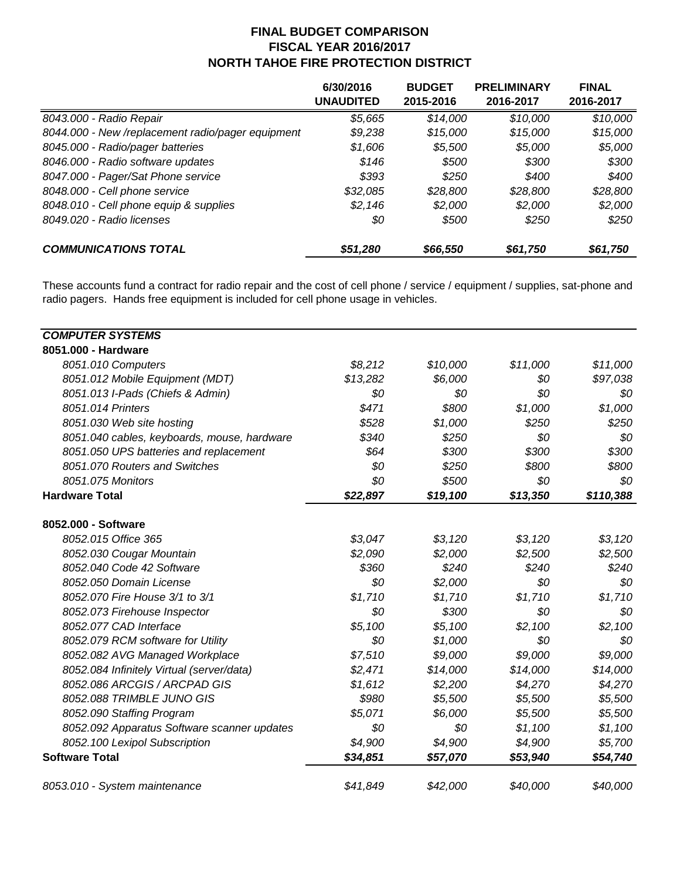## FINAL BUDGET COMPARISON
## FISCAL YEAR 2016/2017
## NORTH TAHOE FIRE PROTECTION DISTRICT

| | 6/30/2016 UNAUDITED | BUDGET 2015-2016 | PRELIMINARY 2016-2017 | FINAL 2016-2017 |
|---|---|---|---|---|
| *8043.000 - Radio Repair* | *$5,665* | *$14,000* | *$10,000* | *$10,000* |
| *8044.000 - New /replacement radio/pager equipment* | *$9,238* | *$15,000* | *$15,000* | *$15,000* |
| *8045.000 - Radio/pager batteries* | *$1,606* | *$5,500* | *$5,000* | *$5,000* |
| *8046.000 - Radio software updates* | *$146* | *$500* | *$300* | *$300* |
| *8047.000 - Pager/Sat Phone service* | *$393* | *$250* | *$400* | *$400* |
| *8048.000 - Cell phone service* | *$32,085* | *$28,800* | *$28,800* | *$28,800* |
| *8048.010 - Cell phone equip & supplies* | *$2,146* | *$2,000* | *$2,000* | *$2,000* |
| *8049.020 - Radio licenses* | *$0* | *$500* | *$250* | *$250* |
| ***COMMUNICATIONS TOTAL*** | ***$51,280*** | ***$66,550*** | ***$61,750*** | ***$61,750*** |

These accounts fund a contract for radio repair and the cost of cell phone / service / equipment / supplies, sat-phone and radio pagers. Hands free equipment is included for cell phone usage in vehicles.

| ***COMPUTER SYSTEMS*** | | | | |
|---|---|---|---|---|
| **8051.000 - Hardware** | | | | |
| *8051.010 Computers* | *$8,212* | *$10,000* | *$11,000* | *$11,000* |
| *8051.012 Mobile Equipment (MDT)* | *$13,282* | *$6,000* | *$0* | *$97,038* |
| *8051.013 I-Pads (Chiefs & Admin)* | *$0* | *$0* | *$0* | *$0* |
| *8051.014 Printers* | *$471* | *$800* | *$1,000* | *$1,000* |
| *8051.030 Web site hosting* | *$528* | *$1,000* | *$250* | *$250* |
| *8051.040 cables, keyboards, mouse, hardware* | *$340* | *$250* | *$0* | *$0* |
| *8051.050 UPS batteries and replacement* | *$64* | *$300* | *$300* | *$300* |
| *8051.070 Routers and Switches* | *$0* | *$250* | *$800* | *$800* |
| *8051.075 Monitors* | *$0* | *$500* | *$0* | *$0* |
| **Hardware Total** | ***$22,897*** | ***$19,100*** | ***$13,350*** | ***$110,388*** |
| **8052.000 - Software** | | | | |
| *8052.015 Office 365* | *$3,047* | *$3,120* | *$3,120* | *$3,120* |
| *8052.030 Cougar Mountain* | *$2,090* | *$2,000* | *$2,500* | *$2,500* |
| *8052.040 Code 42 Software* | *$360* | *$240* | *$240* | *$240* |
| *8052.050 Domain License* | *$0* | *$2,000* | *$0* | *$0* |
| *8052.070 Fire House 3/1 to 3/1* | *$1,710* | *$1,710* | *$1,710* | *$1,710* |
| *8052.073 Firehouse Inspector* | *$0* | *$300* | *$0* | *$0* |
| *8052.077 CAD Interface* | *$5,100* | *$5,100* | *$2,100* | *$2,100* |
| *8052.079 RCM software for Utility* | *$0* | *$1,000* | *$0* | *$0* |
| *8052.082 AVG Managed Workplace* | *$7,510* | *$9,000* | *$9,000* | *$9,000* |
| *8052.084 Infinitely Virtual (server/data)* | *$2,471* | *$14,000* | *$14,000* | *$14,000* |
| *8052.086 ARCGIS / ARCPAD GIS* | *$1,612* | *$2,200* | *$4,270* | *$4,270* |
| *8052.088 TRIMBLE JUNO GIS* | *$980* | *$5,500* | *$5,500* | *$5,500* |
| *8052.090 Staffing Program* | *$5,071* | *$6,000* | *$5,500* | *$5,500* |
| *8052.092 Apparatus Software scanner updates* | *$0* | *$0* | *$1,100* | *$1,100* |
| *8052.100 Lexipol Subscription* | *$4,900* | *$4,900* | *$4,900* | *$5,700* |
| **Software Total** | ***$34,851*** | ***$57,070*** | ***$53,940*** | ***$54,740*** |
| *8053.010 - System maintenance* | *$41,849* | *$42,000* | *$40,000* | *$40,000* |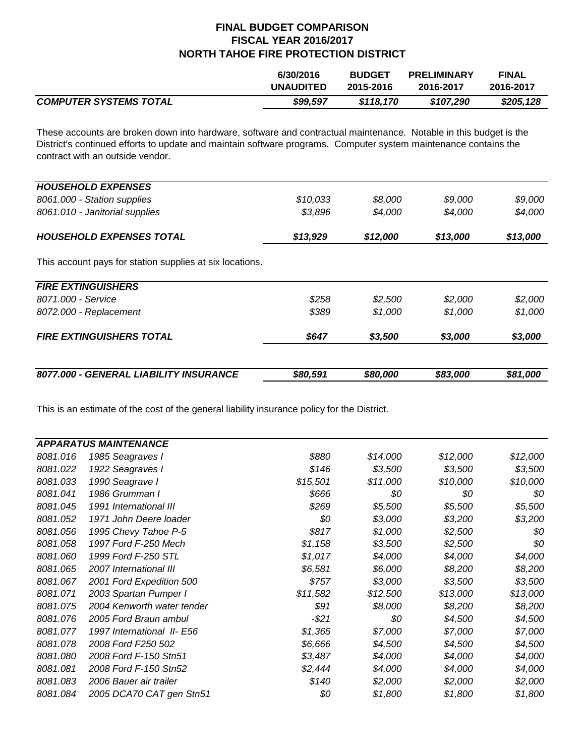## FINAL BUDGET COMPARISON
## FISCAL YEAR 2016/2017
## NORTH TAHOE FIRE PROTECTION DISTRICT

| | 6/30/2016 UNAUDITED | BUDGET 2015-2016 | PRELIMINARY 2016-2017 | FINAL 2016-2017 |
|---|---|---|---|---|
| ***COMPUTER SYSTEMS TOTAL*** | ***$99,597*** | ***$118,170*** | ***$107,290*** | ***$205,128*** |

These accounts are broken down into hardware, software and contractual maintenance. Notable in this budget is the District's continued efforts to update and maintain software programs. Computer system maintenance contains the contract with an outside vendor.

| ***HOUSEHOLD EXPENSES*** | | | | |
|---|---|---|---|---|
| *8061.000 - Station supplies* | *$10,033* | *$8,000* | *$9,000* | *$9,000* |
| *8061.010 - Janitorial supplies* | *$3,896* | *$4,000* | *$4,000* | *$4,000* |
| ***HOUSEHOLD EXPENSES TOTAL*** | ***$13,929*** | ***$12,000*** | ***$13,000*** | ***$13,000*** |

This account pays for station supplies at six locations.

| ***FIRE EXTINGUISHERS*** | | | | |
|---|---|---|---|---|
| *8071.000 - Service* | *$258* | *$2,500* | *$2,000* | *$2,000* |
| *8072.000 - Replacement* | *$389* | *$1,000* | *$1,000* | *$1,000* |
| ***FIRE EXTINGUISHERS TOTAL*** | ***$647*** | ***$3,500*** | ***$3,000*** | ***$3,000*** |

| ***8077.000 - GENERAL LIABILITY INSURANCE*** | ***$80,591*** | ***$80,000*** | ***$83,000*** | ***$81,000*** |
|---|---|---|---|---|

This is an estimate of the cost of the general liability insurance policy for the District.

| ***APPARATUS MAINTENANCE*** | | | | | |
|---|---|---|---|---|---|
| *8081.016* | *1985 Seagraves I* | *$880* | *$14,000* | *$12,000* | *$12,000* |
| *8081.022* | *1922 Seagraves I* | *$146* | *$3,500* | *$3,500* | *$3,500* |
| *8081.033* | *1990 Seagrave I* | *$15,501* | *$11,000* | *$10,000* | *$10,000* |
| *8081.041* | *1986 Grumman I* | *$666* | *$0* | *$0* | *$0* |
| *8081.045* | *1991 International III* | *$269* | *$5,500* | *$5,500* | *$5,500* |
| *8081.052* | *1971 John Deere loader* | *$0* | *$3,000* | *$3,200* | *$3,200* |
| *8081.056* | *1995 Chevy Tahoe P-5* | *$817* | *$1,000* | *$2,500* | *$0* |
| *8081.058* | *1997 Ford F-250 Mech* | *$1,158* | *$3,500* | *$2,500* | *$0* |
| *8081.060* | *1999 Ford F-250 STL* | *$1,017* | *$4,000* | *$4,000* | *$4,000* |
| *8081.065* | *2007 International III* | *$6,581* | *$6,000* | *$8,200* | *$8,200* |
| *8081.067* | *2001 Ford Expedition 500* | *$757* | *$3,000* | *$3,500* | *$3,500* |
| *8081.071* | *2003 Spartan Pumper I* | *$11,582* | *$12,500* | *$13,000* | *$13,000* |
| *8081.075* | *2004 Kenworth water tender* | *$91* | *$8,000* | *$8,200* | *$8,200* |
| *8081.076* | *2005 Ford Braun ambul* | *-$21* | *$0* | *$4,500* | *$4,500* |
| *8081.077* | *1997 International II- E56* | *$1,365* | *$7,000* | *$7,000* | *$7,000* |
| *8081.078* | *2008 Ford F250 502* | *$6,666* | *$4,500* | *$4,500* | *$4,500* |
| *8081.080* | *2008 Ford F-150 Stn51* | *$3,487* | *$4,000* | *$4,000* | *$4,000* |
| *8081.081* | *2008 Ford F-150 Stn52* | *$2,444* | *$4,000* | *$4,000* | *$4,000* |
| *8081.083* | *2006 Bauer air trailer* | *$140* | *$2,000* | *$2,000* | *$2,000* |
| *8081.084* | *2005 DCA70 CAT gen Stn51* | *$0* | *$1,800* | *$1,800* | *$1,800* |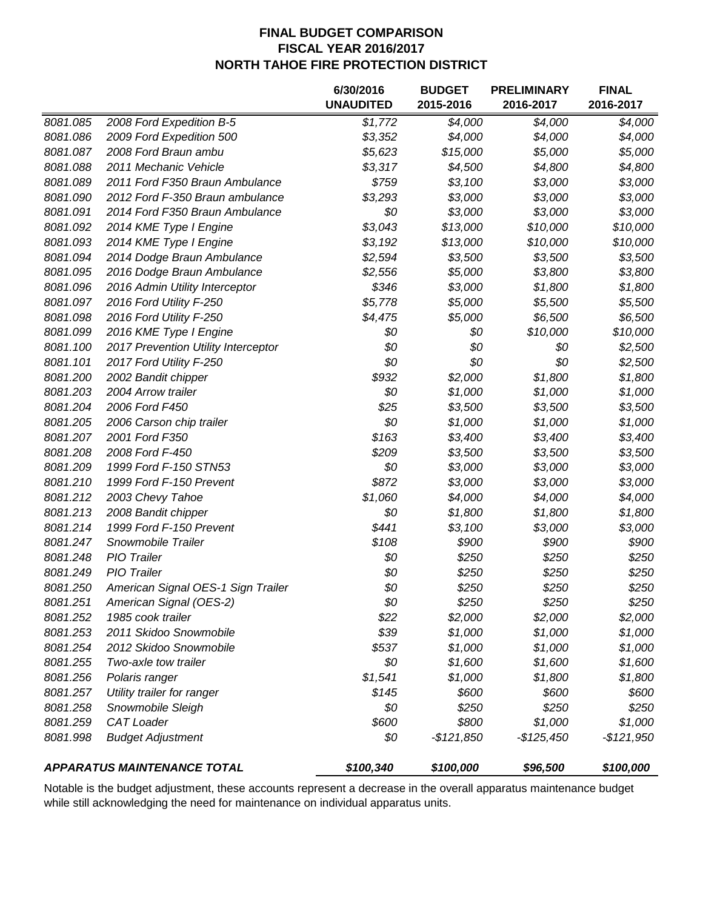## FINAL BUDGET COMPARISON
## FISCAL YEAR 2016/2017
## NORTH TAHOE FIRE PROTECTION DISTRICT

| | | 6/30/2016 UNAUDITED | BUDGET 2015-2016 | PRELIMINARY 2016-2017 | FINAL 2016-2017 |
|---|---|---|---|---|---|
| *8081.085* | *2008 Ford Expedition B-5* | *$1,772* | *$4,000* | *$4,000* | *$4,000* |
| *8081.086* | *2009 Ford Expedition 500* | *$3,352* | *$4,000* | *$4,000* | *$4,000* |
| *8081.087* | *2008 Ford Braun ambu* | *$5,623* | *$15,000* | *$5,000* | *$5,000* |
| *8081.088* | *2011 Mechanic Vehicle* | *$3,317* | *$4,500* | *$4,800* | *$4,800* |
| *8081.089* | *2011 Ford F350 Braun Ambulance* | *$759* | *$3,100* | *$3,000* | *$3,000* |
| *8081.090* | *2012 Ford F-350 Braun ambulance* | *$3,293* | *$3,000* | *$3,000* | *$3,000* |
| *8081.091* | *2014 Ford F350 Braun Ambulance* | *$0* | *$3,000* | *$3,000* | *$3,000* |
| *8081.092* | *2014 KME Type I Engine* | *$3,043* | *$13,000* | *$10,000* | *$10,000* |
| *8081.093* | *2014 KME Type I Engine* | *$3,192* | *$13,000* | *$10,000* | *$10,000* |
| *8081.094* | *2014 Dodge Braun Ambulance* | *$2,594* | *$3,500* | *$3,500* | *$3,500* |
| *8081.095* | *2016 Dodge Braun Ambulance* | *$2,556* | *$5,000* | *$3,800* | *$3,800* |
| *8081.096* | *2016 Admin Utility Interceptor* | *$346* | *$3,000* | *$1,800* | *$1,800* |
| *8081.097* | *2016 Ford Utility F-250* | *$5,778* | *$5,000* | *$5,500* | *$5,500* |
| *8081.098* | *2016 Ford Utility F-250* | *$4,475* | *$5,000* | *$6,500* | *$6,500* |
| *8081.099* | *2016 KME Type I Engine* | *$0* | *$0* | *$10,000* | *$10,000* |
| *8081.100* | *2017 Prevention Utility Interceptor* | *$0* | *$0* | *$0* | *$2,500* |
| *8081.101* | *2017 Ford Utility F-250* | *$0* | *$0* | *$0* | *$2,500* |
| *8081.200* | *2002 Bandit chipper* | *$932* | *$2,000* | *$1,800* | *$1,800* |
| *8081.203* | *2004 Arrow trailer* | *$0* | *$1,000* | *$1,000* | *$1,000* |
| *8081.204* | *2006 Ford F450* | *$25* | *$3,500* | *$3,500* | *$3,500* |
| *8081.205* | *2006 Carson chip trailer* | *$0* | *$1,000* | *$1,000* | *$1,000* |
| *8081.207* | *2001 Ford F350* | *$163* | *$3,400* | *$3,400* | *$3,400* |
| *8081.208* | *2008 Ford F-450* | *$209* | *$3,500* | *$3,500* | *$3,500* |
| *8081.209* | *1999 Ford F-150 STN53* | *$0* | *$3,000* | *$3,000* | *$3,000* |
| *8081.210* | *1999 Ford F-150 Prevent* | *$872* | *$3,000* | *$3,000* | *$3,000* |
| *8081.212* | *2003 Chevy Tahoe* | *$1,060* | *$4,000* | *$4,000* | *$4,000* |
| *8081.213* | *2008 Bandit chipper* | *$0* | *$1,800* | *$1,800* | *$1,800* |
| *8081.214* | *1999 Ford F-150 Prevent* | *$441* | *$3,100* | *$3,000* | *$3,000* |
| *8081.247* | *Snowmobile Trailer* | *$108* | *$900* | *$900* | *$900* |
| *8081.248* | *PIO Trailer* | *$0* | *$250* | *$250* | *$250* |
| *8081.249* | *PIO Trailer* | *$0* | *$250* | *$250* | *$250* |
| *8081.250* | *American Signal OES-1 Sign Trailer* | *$0* | *$250* | *$250* | *$250* |
| *8081.251* | *American Signal (OES-2)* | *$0* | *$250* | *$250* | *$250* |
| *8081.252* | *1985 cook trailer* | *$22* | *$2,000* | *$2,000* | *$2,000* |
| *8081.253* | *2011 Skidoo Snowmobile* | *$39* | *$1,000* | *$1,000* | *$1,000* |
| *8081.254* | *2012 Skidoo Snowmobile* | *$537* | *$1,000* | *$1,000* | *$1,000* |
| *8081.255* | *Two-axle tow trailer* | *$0* | *$1,600* | *$1,600* | *$1,600* |
| *8081.256* | *Polaris ranger* | *$1,541* | *$1,000* | *$1,800* | *$1,800* |
| *8081.257* | *Utility trailer for ranger* | *$145* | *$600* | *$600* | *$600* |
| *8081.258* | *Snowmobile Sleigh* | *$0* | *$250* | *$250* | *$250* |
| *8081.259* | *CAT Loader* | *$600* | *$800* | *$1,000* | *$1,000* |
| *8081.998* | *Budget Adjustment* | *$0* | *-$121,850* | *-$125,450* | *-$121,950* |
| ***APPARATUS MAINTENANCE TOTAL*** | | ***$100,340*** | ***$100,000*** | ***$96,500*** | ***$100,000*** |

Notable is the budget adjustment, these accounts represent a decrease in the overall apparatus maintenance budget while still acknowledging the need for maintenance on individual apparatus units.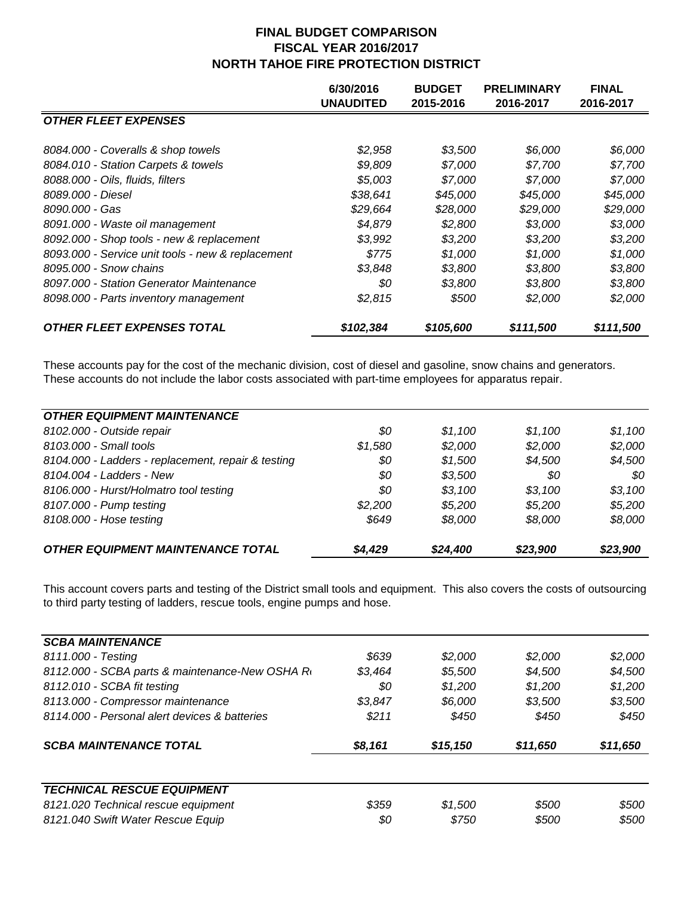# FINAL BUDGET COMPARISON
## FISCAL YEAR 2016/2017
## NORTH TAHOE FIRE PROTECTION DISTRICT

| | 6/30/2016 UNAUDITED | BUDGET 2015-2016 | PRELIMINARY 2016-2017 | FINAL 2016-2017 |
|---|---|---|---|---|
| ***OTHER FLEET EXPENSES*** | | | | |
| *8084.000 - Coveralls & shop towels* | *$2,958* | *$3,500* | *$6,000* | *$6,000* |
| *8084.010 - Station Carpets & towels* | *$9,809* | *$7,000* | *$7,700* | *$7,700* |
| *8088.000 - Oils, fluids, filters* | *$5,003* | *$7,000* | *$7,000* | *$7,000* |
| *8089.000 - Diesel* | *$38,641* | *$45,000* | *$45,000* | *$45,000* |
| *8090.000 - Gas* | *$29,664* | *$28,000* | *$29,000* | *$29,000* |
| *8091.000 - Waste oil management* | *$4,879* | *$2,800* | *$3,000* | *$3,000* |
| *8092.000 - Shop tools - new & replacement* | *$3,992* | *$3,200* | *$3,200* | *$3,200* |
| *8093.000 - Service unit tools - new & replacement* | *$775* | *$1,000* | *$1,000* | *$1,000* |
| *8095.000 - Snow chains* | *$3,848* | *$3,800* | *$3,800* | *$3,800* |
| *8097.000 - Station Generator Maintenance* | *$0* | *$3,800* | *$3,800* | *$3,800* |
| *8098.000 - Parts inventory management* | *$2,815* | *$500* | *$2,000* | *$2,000* |
| ***OTHER FLEET EXPENSES TOTAL*** | ***$102,384*** | ***$105,600*** | ***$111,500*** | ***$111,500*** |

These accounts pay for the cost of the mechanic division, cost of diesel and gasoline, snow chains and generators. These accounts do not include the labor costs associated with part-time employees for apparatus repair.

| | 6/30/2016 UNAUDITED | BUDGET 2015-2016 | PRELIMINARY 2016-2017 | FINAL 2016-2017 |
|---|---|---|---|---|
| ***OTHER EQUIPMENT MAINTENANCE*** | | | | |
| *8102.000 - Outside repair* | *$0* | *$1,100* | *$1,100* | *$1,100* |
| *8103.000 - Small tools* | *$1,580* | *$2,000* | *$2,000* | *$2,000* |
| *8104.000 - Ladders - replacement, repair & testing* | *$0* | *$1,500* | *$4,500* | *$4,500* |
| *8104.004 - Ladders - New* | *$0* | *$3,500* | *$0* | *$0* |
| *8106.000 - Hurst/Holmatro tool testing* | *$0* | *$3,100* | *$3,100* | *$3,100* |
| *8107.000 - Pump testing* | *$2,200* | *$5,200* | *$5,200* | *$5,200* |
| *8108.000 - Hose testing* | *$649* | *$8,000* | *$8,000* | *$8,000* |
| ***OTHER EQUIPMENT MAINTENANCE TOTAL*** | ***$4,429*** | ***$24,400*** | ***$23,900*** | ***$23,900*** |

This account covers parts and testing of the District small tools and equipment. This also covers the costs of outsourcing to third party testing of ladders, rescue tools, engine pumps and hose.

| | 6/30/2016 UNAUDITED | BUDGET 2015-2016 | PRELIMINARY 2016-2017 | FINAL 2016-2017 |
|---|---|---|---|---|
| ***SCBA MAINTENANCE*** | | | | |
| *8111.000 - Testing* | *$639* | *$2,000* | *$2,000* | *$2,000* |
| *8112.000 - SCBA parts & maintenance-New OSHA R* | *$3,464* | *$5,500* | *$4,500* | *$4,500* |
| *8112.010 - SCBA fit testing* | *$0* | *$1,200* | *$1,200* | *$1,200* |
| *8113.000 - Compressor maintenance* | *$3,847* | *$6,000* | *$3,500* | *$3,500* |
| *8114.000 - Personal alert devices & batteries* | *$211* | *$450* | *$450* | *$450* |
| ***SCBA MAINTENANCE TOTAL*** | ***$8,161*** | ***$15,150*** | ***$11,650*** | ***$11,650*** |

| | 6/30/2016 UNAUDITED | BUDGET 2015-2016 | PRELIMINARY 2016-2017 | FINAL 2016-2017 |
|---|---|---|---|---|
| ***TECHNICAL RESCUE EQUIPMENT*** | | | | |
| *8121.020 Technical rescue equipment* | *$359* | *$1,500* | *$500* | *$500* |
| *8121.040 Swift Water Rescue Equip* | *$0* | *$750* | *$500* | *$500* |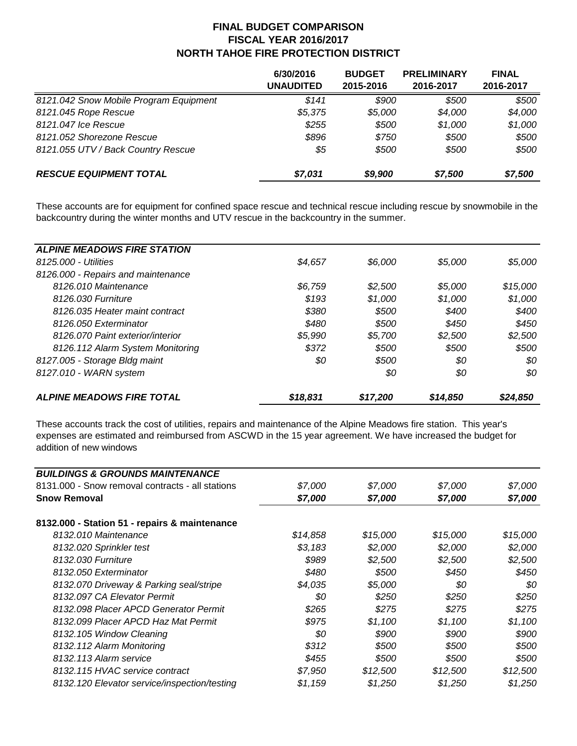## FINAL BUDGET COMPARISON
## FISCAL YEAR 2016/2017
## NORTH TAHOE FIRE PROTECTION DISTRICT

| | 6/30/2016 UNAUDITED | BUDGET 2015-2016 | PRELIMINARY 2016-2017 | FINAL 2016-2017 |
|---|---|---|---|---|
| *8121.042 Snow Mobile Program Equipment* | *$141* | *$900* | *$500* | *$500* |
| *8121.045 Rope Rescue* | *$5,375* | *$5,000* | *$4,000* | *$4,000* |
| *8121.047 Ice Rescue* | *$255* | *$500* | *$1,000* | *$1,000* |
| *8121.052 Shorezone Rescue* | *$896* | *$750* | *$500* | *$500* |
| *8121.055 UTV / Back Country Rescue* | *$5* | *$500* | *$500* | *$500* |
| ***RESCUE EQUIPMENT TOTAL*** | ***$7,031*** | ***$9,900*** | ***$7,500*** | ***$7,500*** |

These accounts are for equipment for confined space rescue and technical rescue including rescue by snowmobile in the backcountry during the winter months and UTV rescue in the backcountry in the summer.

| ***ALPINE MEADOWS FIRE STATION*** | | | | |
|---|---|---|---|---|
| *8125.000 - Utilities* | *$4,657* | *$6,000* | *$5,000* | *$5,000* |
| *8126.000 - Repairs and maintenance* | | | | |
| *8126.010 Maintenance* | *$6,759* | *$2,500* | *$5,000* | *$15,000* |
| *8126.030 Furniture* | *$193* | *$1,000* | *$1,000* | *$1,000* |
| *8126.035 Heater maint contract* | *$380* | *$500* | *$400* | *$400* |
| *8126.050 Exterminator* | *$480* | *$500* | *$450* | *$450* |
| *8126.070 Paint exterior/interior* | *$5,990* | *$5,700* | *$2,500* | *$2,500* |
| *8126.112 Alarm System Monitoring* | *$372* | *$500* | *$500* | *$500* |
| *8127.005 - Storage Bldg maint* | *$0* | *$500* | *$0* | *$0* |
| *8127.010 - WARN system* | | *$0* | *$0* | *$0* |
| ***ALPINE MEADOWS FIRE TOTAL*** | ***$18,831*** | ***$17,200*** | ***$14,850*** | ***$24,850*** |

These accounts track the cost of utilities, repairs and maintenance of the Alpine Meadows fire station. This year's expenses are estimated and reimbursed from ASCWD in the 15 year agreement. We have increased the budget for addition of new windows

| ***BUILDINGS & GROUNDS MAINTENANCE*** | | | | |
|---|---|---|---|---|
| 8131.000 - Snow removal contracts - all stations | *$7,000* | *$7,000* | *$7,000* | *$7,000* |
| **Snow Removal** | ***$7,000*** | ***$7,000*** | ***$7,000*** | ***$7,000*** |
| **8132.000 - Station 51 - repairs & maintenance** | | | | |
| *8132.010 Maintenance* | *$14,858* | *$15,000* | *$15,000* | *$15,000* |
| *8132.020 Sprinkler test* | *$3,183* | *$2,000* | *$2,000* | *$2,000* |
| *8132.030 Furniture* | *$989* | *$2,500* | *$2,500* | *$2,500* |
| *8132.050 Exterminator* | *$480* | *$500* | *$450* | *$450* |
| *8132.070 Driveway & Parking seal/stripe* | *$4,035* | *$5,000* | *$0* | *$0* |
| *8132.097 CA Elevator Permit* | *$0* | *$250* | *$250* | *$250* |
| *8132.098 Placer APCD Generator Permit* | *$265* | *$275* | *$275* | *$275* |
| *8132.099 Placer APCD Haz Mat Permit* | *$975* | *$1,100* | *$1,100* | *$1,100* |
| *8132.105 Window Cleaning* | *$0* | *$900* | *$900* | *$900* |
| *8132.112 Alarm Monitoring* | *$312* | *$500* | *$500* | *$500* |
| *8132.113 Alarm service* | *$455* | *$500* | *$500* | *$500* |
| *8132.115 HVAC service contract* | *$7,950* | *$12,500* | *$12,500* | *$12,500* |
| *8132.120 Elevator service/inspection/testing* | *$1,159* | *$1,250* | *$1,250* | *$1,250* |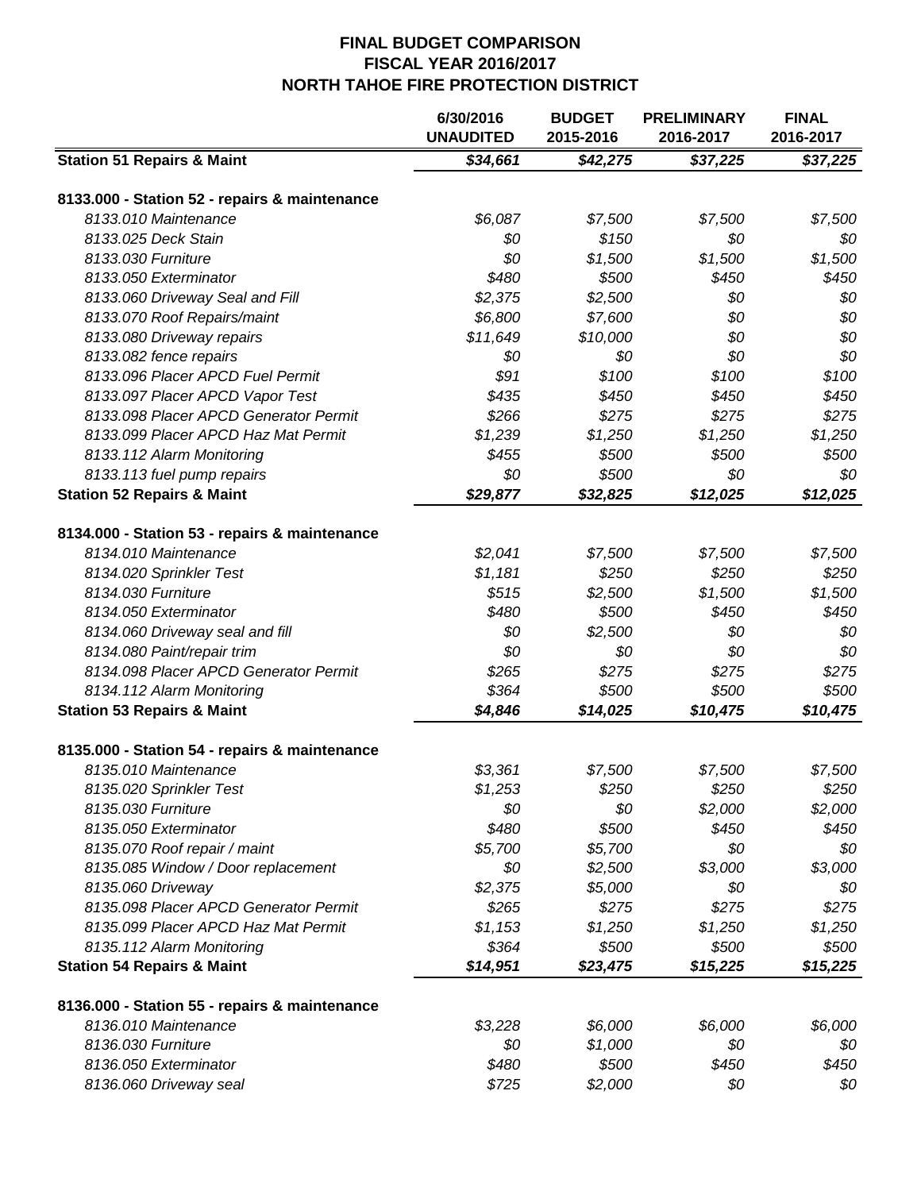# FINAL BUDGET COMPARISON
## FISCAL YEAR 2016/2017
## NORTH TAHOE FIRE PROTECTION DISTRICT

| | 6/30/2016 UNAUDITED | BUDGET 2015-2016 | PRELIMINARY 2016-2017 | FINAL 2016-2017 |
|---|---|---|---|---|
| **Station 51 Repairs & Maint** | ***$34,661*** | ***$42,275*** | ***$37,225*** | ***$37,225*** |
| **8133.000 - Station 52 - repairs & maintenance** | | | | |
| *8133.010 Maintenance* | *$6,087* | *$7,500* | *$7,500* | *$7,500* |
| *8133.025 Deck Stain* | *$0* | *$150* | *$0* | *$0* |
| *8133.030 Furniture* | *$0* | *$1,500* | *$1,500* | *$1,500* |
| *8133.050 Exterminator* | *$480* | *$500* | *$450* | *$450* |
| *8133.060 Driveway Seal and Fill* | *$2,375* | *$2,500* | *$0* | *$0* |
| *8133.070 Roof Repairs/maint* | *$6,800* | *$7,600* | *$0* | *$0* |
| *8133.080 Driveway repairs* | *$11,649* | *$10,000* | *$0* | *$0* |
| *8133.082 fence repairs* | *$0* | *$0* | *$0* | *$0* |
| *8133.096 Placer APCD Fuel Permit* | *$91* | *$100* | *$100* | *$100* |
| *8133.097 Placer APCD Vapor Test* | *$435* | *$450* | *$450* | *$450* |
| *8133.098 Placer APCD Generator Permit* | *$266* | *$275* | *$275* | *$275* |
| *8133.099 Placer APCD Haz Mat Permit* | *$1,239* | *$1,250* | *$1,250* | *$1,250* |
| *8133.112 Alarm Monitoring* | *$455* | *$500* | *$500* | *$500* |
| *8133.113 fuel pump repairs* | *$0* | *$500* | *$0* | *$0* |
| **Station 52 Repairs & Maint** | ***$29,877*** | ***$32,825*** | ***$12,025*** | ***$12,025*** |
| **8134.000 - Station 53 - repairs & maintenance** | | | | |
| *8134.010 Maintenance* | *$2,041* | *$7,500* | *$7,500* | *$7,500* |
| *8134.020 Sprinkler Test* | *$1,181* | *$250* | *$250* | *$250* |
| *8134.030 Furniture* | *$515* | *$2,500* | *$1,500* | *$1,500* |
| *8134.050 Exterminator* | *$480* | *$500* | *$450* | *$450* |
| *8134.060 Driveway seal and fill* | *$0* | *$2,500* | *$0* | *$0* |
| *8134.080 Paint/repair trim* | *$0* | *$0* | *$0* | *$0* |
| *8134.098 Placer APCD Generator Permit* | *$265* | *$275* | *$275* | *$275* |
| *8134.112 Alarm Monitoring* | *$364* | *$500* | *$500* | *$500* |
| **Station 53 Repairs & Maint** | ***$4,846*** | ***$14,025*** | ***$10,475*** | ***$10,475*** |
| **8135.000 - Station 54 - repairs & maintenance** | | | | |
| *8135.010 Maintenance* | *$3,361* | *$7,500* | *$7,500* | *$7,500* |
| *8135.020 Sprinkler Test* | *$1,253* | *$250* | *$250* | *$250* |
| *8135.030 Furniture* | *$0* | *$0* | *$2,000* | *$2,000* |
| *8135.050 Exterminator* | *$480* | *$500* | *$450* | *$450* |
| *8135.070 Roof repair / maint* | *$5,700* | *$5,700* | *$0* | *$0* |
| *8135.085 Window / Door replacement* | *$0* | *$2,500* | *$3,000* | *$3,000* |
| *8135.060 Driveway* | *$2,375* | *$5,000* | *$0* | *$0* |
| *8135.098 Placer APCD Generator Permit* | *$265* | *$275* | *$275* | *$275* |
| *8135.099 Placer APCD Haz Mat Permit* | *$1,153* | *$1,250* | *$1,250* | *$1,250* |
| *8135.112 Alarm Monitoring* | *$364* | *$500* | *$500* | *$500* |
| **Station 54 Repairs & Maint** | ***$14,951*** | ***$23,475*** | ***$15,225*** | ***$15,225*** |
| **8136.000 - Station 55 - repairs & maintenance** | | | | |
| *8136.010 Maintenance* | *$3,228* | *$6,000* | *$6,000* | *$6,000* |
| *8136.030 Furniture* | *$0* | *$1,000* | *$0* | *$0* |
| *8136.050 Exterminator* | *$480* | *$500* | *$450* | *$450* |
| *8136.060 Driveway seal* | *$725* | *$2,000* | *$0* | *$0* |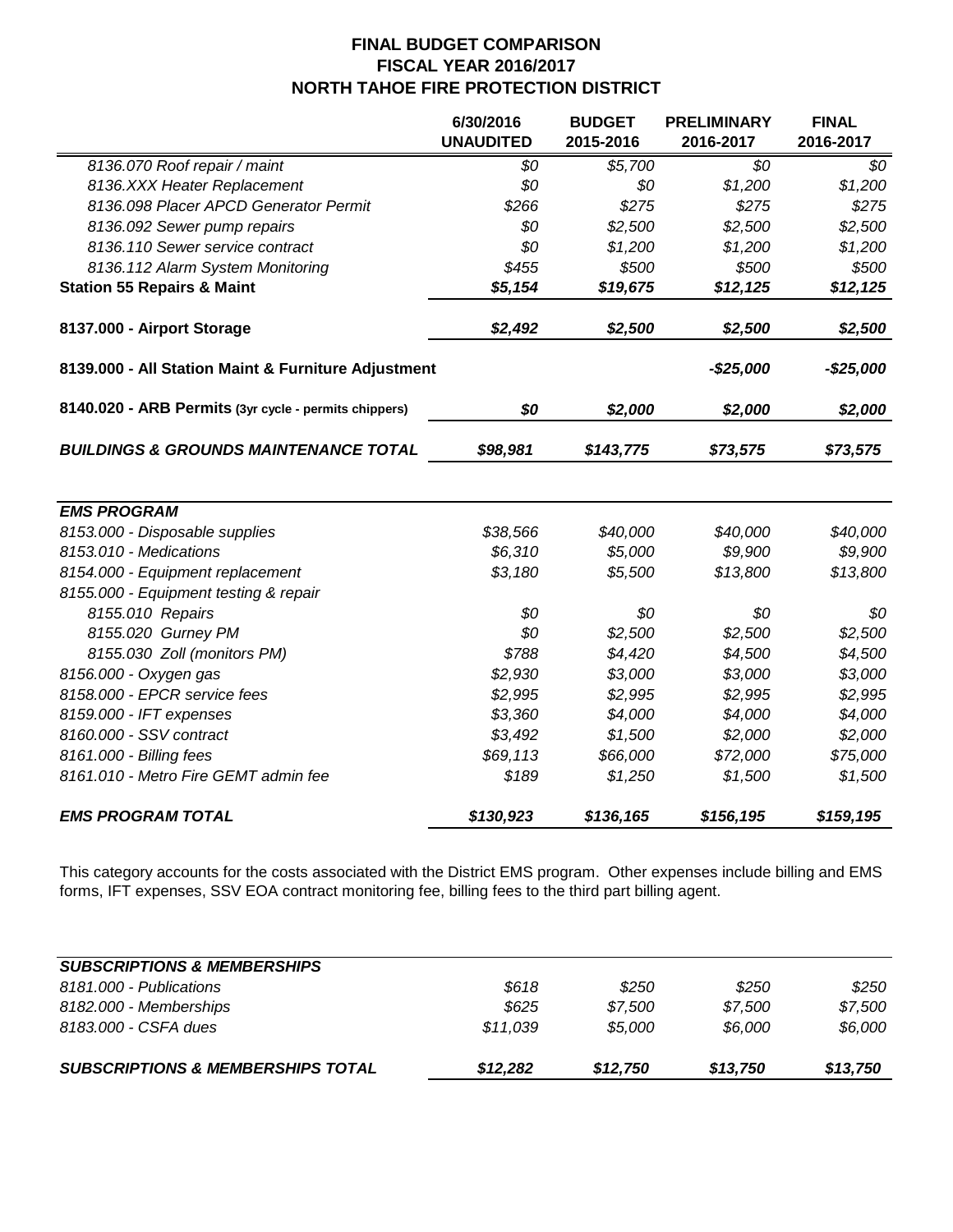## FINAL BUDGET COMPARISON
## FISCAL YEAR 2016/2017
## NORTH TAHOE FIRE PROTECTION DISTRICT

| | 6/30/2016 UNAUDITED | BUDGET 2015-2016 | PRELIMINARY 2016-2017 | FINAL 2016-2017 |
|---|---|---|---|---|
| *8136.070 Roof repair / maint* | *$0* | *$5,700* | *$0* | *$0* |
| *8136.XXX Heater Replacement* | *$0* | *$0* | *$1,200* | *$1,200* |
| *8136.098 Placer APCD Generator Permit* | *$266* | *$275* | *$275* | *$275* |
| *8136.092 Sewer pump repairs* | *$0* | *$2,500* | *$2,500* | *$2,500* |
| *8136.110 Sewer service contract* | *$0* | *$1,200* | *$1,200* | *$1,200* |
| *8136.112 Alarm System Monitoring* | *$455* | *$500* | *$500* | *$500* |
| **Station 55 Repairs & Maint** | ***$5,154*** | ***$19,675*** | ***$12,125*** | ***$12,125*** |
| **8137.000 - Airport Storage** | ***$2,492*** | ***$2,500*** | ***$2,500*** | ***$2,500*** |
| **8139.000 - All Station Maint & Furniture Adjustment** | | | ***-$25,000*** | ***-$25,000*** |
| **8140.020 - ARB Permits (3yr cycle - permits chippers)** | ***$0*** | ***$2,000*** | ***$2,000*** | ***$2,000*** |
| ***BUILDINGS & GROUNDS MAINTENANCE TOTAL*** | ***$98,981*** | ***$143,775*** | ***$73,575*** | ***$73,575*** |

| ***EMS PROGRAM*** | | | | |
|---|---|---|---|---|
| *8153.000 - Disposable supplies* | *$38,566* | *$40,000* | *$40,000* | *$40,000* |
| *8153.010 - Medications* | *$6,310* | *$5,000* | *$9,900* | *$9,900* |
| *8154.000 - Equipment replacement* | *$3,180* | *$5,500* | *$13,800* | *$13,800* |
| *8155.000 - Equipment testing & repair* | | | | |
| *8155.010 Repairs* | *$0* | *$0* | *$0* | *$0* |
| *8155.020 Gurney PM* | *$0* | *$2,500* | *$2,500* | *$2,500* |
| *8155.030 Zoll (monitors PM)* | *$788* | *$4,420* | *$4,500* | *$4,500* |
| *8156.000 - Oxygen gas* | *$2,930* | *$3,000* | *$3,000* | *$3,000* |
| *8158.000 - EPCR service fees* | *$2,995* | *$2,995* | *$2,995* | *$2,995* |
| *8159.000 - IFT expenses* | *$3,360* | *$4,000* | *$4,000* | *$4,000* |
| *8160.000 - SSV contract* | *$3,492* | *$1,500* | *$2,000* | *$2,000* |
| *8161.000 - Billing fees* | *$69,113* | *$66,000* | *$72,000* | *$75,000* |
| *8161.010 - Metro Fire GEMT admin fee* | *$189* | *$1,250* | *$1,500* | *$1,500* |
| ***EMS PROGRAM TOTAL*** | ***$130,923*** | ***$136,165*** | ***$156,195*** | ***$159,195*** |

This category accounts for the costs associated with the District EMS program. Other expenses include billing and EMS forms, IFT expenses, SSV EOA contract monitoring fee, billing fees to the third part billing agent.

| ***SUBSCRIPTIONS & MEMBERSHIPS*** | | | | |
|---|---|---|---|---|
| *8181.000 - Publications* | *$618* | *$250* | *$250* | *$250* |
| *8182.000 - Memberships* | *$625* | *$7,500* | *$7,500* | *$7,500* |
| *8183.000 - CSFA dues* | *$11,039* | *$5,000* | *$6,000* | *$6,000* |
| ***SUBSCRIPTIONS & MEMBERSHIPS TOTAL*** | ***$12,282*** | ***$12,750*** | ***$13,750*** | ***$13,750*** |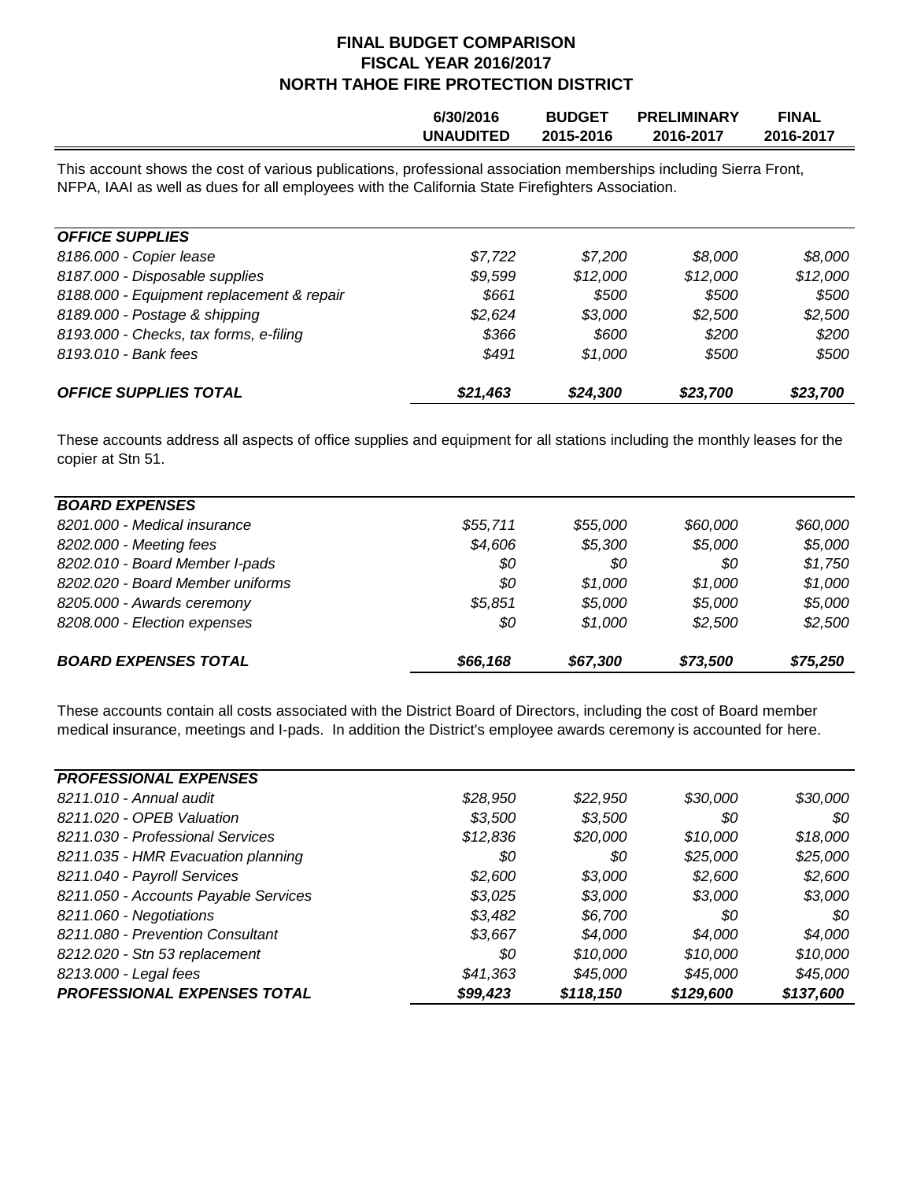## FINAL BUDGET COMPARISON
## FISCAL YEAR 2016/2017
## NORTH TAHOE FIRE PROTECTION DISTRICT

| | 6/30/2016 UNAUDITED | BUDGET 2015-2016 | PRELIMINARY 2016-2017 | FINAL 2016-2017 |
|---|---|---|---|---|

This account shows the cost of various publications, professional association memberships including Sierra Front, NFPA, IAAI as well as dues for all employees with the California State Firefighters Association.

| *OFFICE SUPPLIES* | | | | |
|---|---|---|---|---|
| *8186.000 - Copier lease* | *$7,722* | *$7,200* | *$8,000* | *$8,000* |
| *8187.000 - Disposable supplies* | *$9,599* | *$12,000* | *$12,000* | *$12,000* |
| *8188.000 - Equipment replacement & repair* | *$661* | *$500* | *$500* | *$500* |
| *8189.000 - Postage & shipping* | *$2,624* | *$3,000* | *$2,500* | *$2,500* |
| *8193.000 - Checks, tax forms, e-filing* | *$366* | *$600* | *$200* | *$200* |
| *8193.010 - Bank fees* | *$491* | *$1,000* | *$500* | *$500* |
| ***OFFICE SUPPLIES TOTAL*** | ***$21,463*** | ***$24,300*** | ***$23,700*** | ***$23,700*** |

These accounts address all aspects of office supplies and equipment for all stations including the monthly leases for the copier at Stn 51.

| *BOARD EXPENSES* | | | | |
|---|---|---|---|---|
| *8201.000 - Medical insurance* | *$55,711* | *$55,000* | *$60,000* | *$60,000* |
| *8202.000 - Meeting fees* | *$4,606* | *$5,300* | *$5,000* | *$5,000* |
| *8202.010 - Board Member I-pads* | *$0* | *$0* | *$0* | *$1,750* |
| *8202.020 - Board Member uniforms* | *$0* | *$1,000* | *$1,000* | *$1,000* |
| *8205.000 - Awards ceremony* | *$5,851* | *$5,000* | *$5,000* | *$5,000* |
| *8208.000 - Election expenses* | *$0* | *$1,000* | *$2,500* | *$2,500* |
| ***BOARD EXPENSES TOTAL*** | ***$66,168*** | ***$67,300*** | ***$73,500*** | ***$75,250*** |

These accounts contain all costs associated with the District Board of Directors, including the cost of Board member medical insurance, meetings and I-pads. In addition the District's employee awards ceremony is accounted for here.

| *PROFESSIONAL EXPENSES* | | | | |
|---|---|---|---|---|
| *8211.010 - Annual audit* | *$28,950* | *$22,950* | *$30,000* | *$30,000* |
| *8211.020 - OPEB Valuation* | *$3,500* | *$3,500* | *$0* | *$0* |
| *8211.030 - Professional Services* | *$12,836* | *$20,000* | *$10,000* | *$18,000* |
| *8211.035 - HMR Evacuation planning* | *$0* | *$0* | *$25,000* | *$25,000* |
| *8211.040 - Payroll Services* | *$2,600* | *$3,000* | *$2,600* | *$2,600* |
| *8211.050 - Accounts Payable Services* | *$3,025* | *$3,000* | *$3,000* | *$3,000* |
| *8211.060 - Negotiations* | *$3,482* | *$6,700* | *$0* | *$0* |
| *8211.080 - Prevention Consultant* | *$3,667* | *$4,000* | *$4,000* | *$4,000* |
| *8212.020 - Stn 53 replacement* | *$0* | *$10,000* | *$10,000* | *$10,000* |
| *8213.000 - Legal fees* | *$41,363* | *$45,000* | *$45,000* | *$45,000* |
| ***PROFESSIONAL EXPENSES TOTAL*** | ***$99,423*** | ***$118,150*** | ***$129,600*** | ***$137,600*** |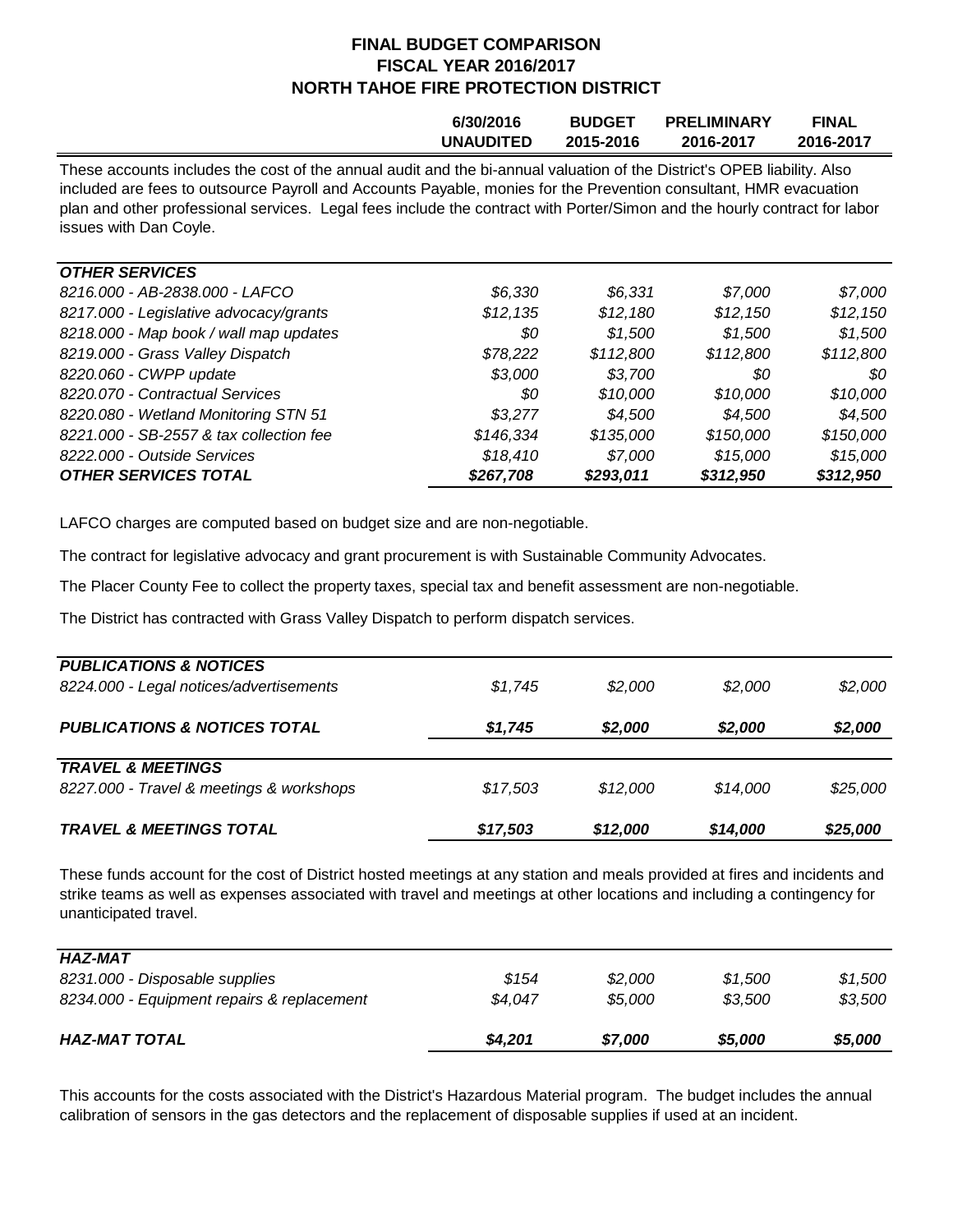## FINAL BUDGET COMPARISON
## FISCAL YEAR 2016/2017
## NORTH TAHOE FIRE PROTECTION DISTRICT

| | 6/30/2016 UNAUDITED | BUDGET 2015-2016 | PRELIMINARY 2016-2017 | FINAL 2016-2017 |
|---|---|---|---|---|

These accounts includes the cost of the annual audit and the bi-annual valuation of the District's OPEB liability. Also included are fees to outsource Payroll and Accounts Payable, monies for the Prevention consultant, HMR evacuation plan and other professional services. Legal fees include the contract with Porter/Simon and the hourly contract for labor issues with Dan Coyle.

| | 6/30/2016 UNAUDITED | BUDGET 2015-2016 | PRELIMINARY 2016-2017 | FINAL 2016-2017 |
|---|---|---|---|---|
| ***OTHER SERVICES*** | | | | |
| *8216.000 - AB-2838.000 - LAFCO* | *$6,330* | *$6,331* | *$7,000* | *$7,000* |
| *8217.000 - Legislative advocacy/grants* | *$12,135* | *$12,180* | *$12,150* | *$12,150* |
| *8218.000 - Map book / wall map updates* | *$0* | *$1,500* | *$1,500* | *$1,500* |
| *8219.000 - Grass Valley Dispatch* | *$78,222* | *$112,800* | *$112,800* | *$112,800* |
| *8220.060 - CWPP update* | *$3,000* | *$3,700* | *$0* | *$0* |
| *8220.070 - Contractual Services* | *$0* | *$10,000* | *$10,000* | *$10,000* |
| *8220.080 - Wetland Monitoring STN 51* | *$3,277* | *$4,500* | *$4,500* | *$4,500* |
| *8221.000 - SB-2557 & tax collection fee* | *$146,334* | *$135,000* | *$150,000* | *$150,000* |
| *8222.000 - Outside Services* | *$18,410* | *$7,000* | *$15,000* | *$15,000* |
| ***OTHER SERVICES TOTAL*** | ***$267,708*** | ***$293,011*** | ***$312,950*** | ***$312,950*** |

LAFCO charges are computed based on budget size and are non-negotiable.

The contract for legislative advocacy and grant procurement is with Sustainable Community Advocates.

The Placer County Fee to collect the property taxes, special tax and benefit assessment are non-negotiable.

The District has contracted with Grass Valley Dispatch to perform dispatch services.

| | 6/30/2016 UNAUDITED | BUDGET 2015-2016 | PRELIMINARY 2016-2017 | FINAL 2016-2017 |
|---|---|---|---|---|
| ***PUBLICATIONS & NOTICES*** | | | | |
| *8224.000 - Legal notices/advertisements* | *$1,745* | *$2,000* | *$2,000* | *$2,000* |
| ***PUBLICATIONS & NOTICES TOTAL*** | ***$1,745*** | ***$2,000*** | ***$2,000*** | ***$2,000*** |
| ***TRAVEL & MEETINGS*** | | | | |
| *8227.000 - Travel & meetings & workshops* | *$17,503* | *$12,000* | *$14,000* | *$25,000* |
| ***TRAVEL & MEETINGS TOTAL*** | ***$17,503*** | ***$12,000*** | ***$14,000*** | ***$25,000*** |

These funds account for the cost of District hosted meetings at any station and meals provided at fires and incidents and strike teams as well as expenses associated with travel and meetings at other locations and including a contingency for unanticipated travel.

| | 6/30/2016 UNAUDITED | BUDGET 2015-2016 | PRELIMINARY 2016-2017 | FINAL 2016-2017 |
|---|---|---|---|---|
| ***HAZ-MAT*** | | | | |
| *8231.000 - Disposable supplies* | *$154* | *$2,000* | *$1,500* | *$1,500* |
| *8234.000 - Equipment repairs & replacement* | *$4,047* | *$5,000* | *$3,500* | *$3,500* |
| ***HAZ-MAT TOTAL*** | ***$4,201*** | ***$7,000*** | ***$5,000*** | ***$5,000*** |

This accounts for the costs associated with the District's Hazardous Material program. The budget includes the annual calibration of sensors in the gas detectors and the replacement of disposable supplies if used at an incident.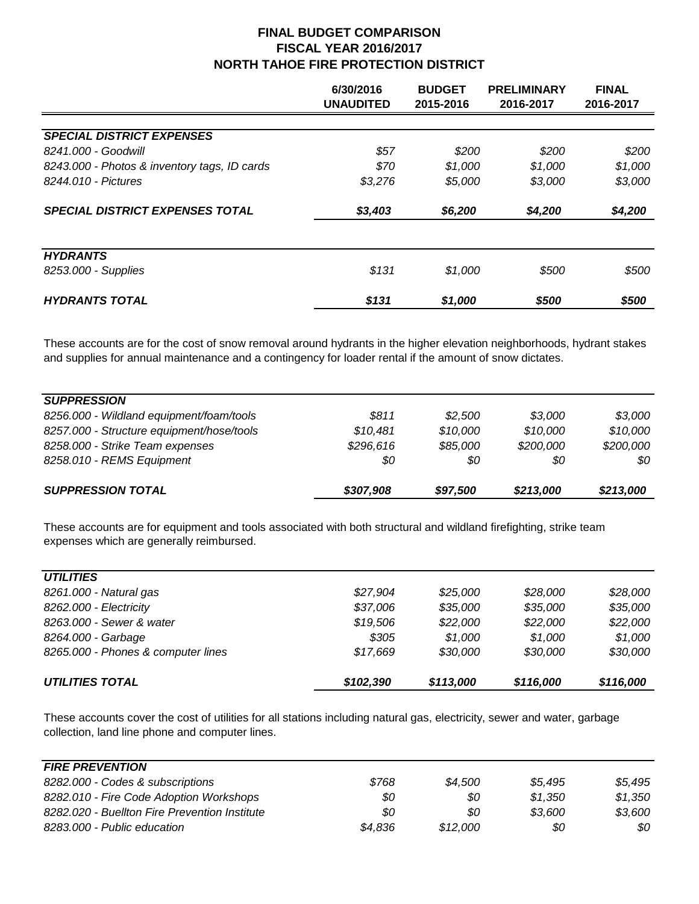**FINAL BUDGET COMPARISON**
**FISCAL YEAR 2016/2017**
**NORTH TAHOE FIRE PROTECTION DISTRICT**

| | 6/30/2016 UNAUDITED | BUDGET 2015-2016 | PRELIMINARY 2016-2017 | FINAL 2016-2017 |
|---|---|---|---|---|
| ***SPECIAL DISTRICT EXPENSES*** | | | | |
| *8241.000 - Goodwill* | *$57* | *$200* | *$200* | *$200* |
| *8243.000 - Photos & inventory tags, ID cards* | *$70* | *$1,000* | *$1,000* | *$1,000* |
| *8244.010 - Pictures* | *$3,276* | *$5,000* | *$3,000* | *$3,000* |
| ***SPECIAL DISTRICT EXPENSES TOTAL*** | ***$3,403*** | ***$6,200*** | ***$4,200*** | ***$4,200*** |

| | | | | |
|---|---|---|---|---|
| ***HYDRANTS*** | | | | |
| *8253.000 - Supplies* | *$131* | *$1,000* | *$500* | *$500* |
| ***HYDRANTS TOTAL*** | ***$131*** | ***$1,000*** | ***$500*** | ***$500*** |

These accounts are for the cost of snow removal around hydrants in the higher elevation neighborhoods, hydrant stakes and supplies for annual maintenance and a contingency for loader rental if the amount of snow dictates.

| | | | | |
|---|---|---|---|---|
| ***SUPPRESSION*** | | | | |
| *8256.000 - Wildland equipment/foam/tools* | *$811* | *$2,500* | *$3,000* | *$3,000* |
| *8257.000 - Structure equipment/hose/tools* | *$10,481* | *$10,000* | *$10,000* | *$10,000* |
| *8258.000 - Strike Team expenses* | *$296,616* | *$85,000* | *$200,000* | *$200,000* |
| *8258.010 - REMS Equipment* | *$0* | *$0* | *$0* | *$0* |
| ***SUPPRESSION TOTAL*** | ***$307,908*** | ***$97,500*** | ***$213,000*** | ***$213,000*** |

These accounts are for equipment and tools associated with both structural and wildland firefighting, strike team expenses which are generally reimbursed.

| | | | | |
|---|---|---|---|---|
| ***UTILITIES*** | | | | |
| *8261.000 - Natural gas* | *$27,904* | *$25,000* | *$28,000* | *$28,000* |
| *8262.000 - Electricity* | *$37,006* | *$35,000* | *$35,000* | *$35,000* |
| *8263.000 - Sewer & water* | *$19,506* | *$22,000* | *$22,000* | *$22,000* |
| *8264.000 - Garbage* | *$305* | *$1,000* | *$1,000* | *$1,000* |
| *8265.000 - Phones & computer lines* | *$17,669* | *$30,000* | *$30,000* | *$30,000* |
| ***UTILITIES TOTAL*** | ***$102,390*** | ***$113,000*** | ***$116,000*** | ***$116,000*** |

These accounts cover the cost of utilities for all stations including natural gas, electricity, sewer and water, garbage collection, land line phone and computer lines.

| | | | | |
|---|---|---|---|---|
| ***FIRE PREVENTION*** | | | | |
| *8282.000 - Codes & subscriptions* | *$768* | *$4,500* | *$5,495* | *$5,495* |
| *8282.010 - Fire Code Adoption Workshops* | *$0* | *$0* | *$1,350* | *$1,350* |
| *8282.020 - Buellton Fire Prevention Institute* | *$0* | *$0* | *$3,600* | *$3,600* |
| *8283.000 - Public education* | *$4,836* | *$12,000* | *$0* | *$0* |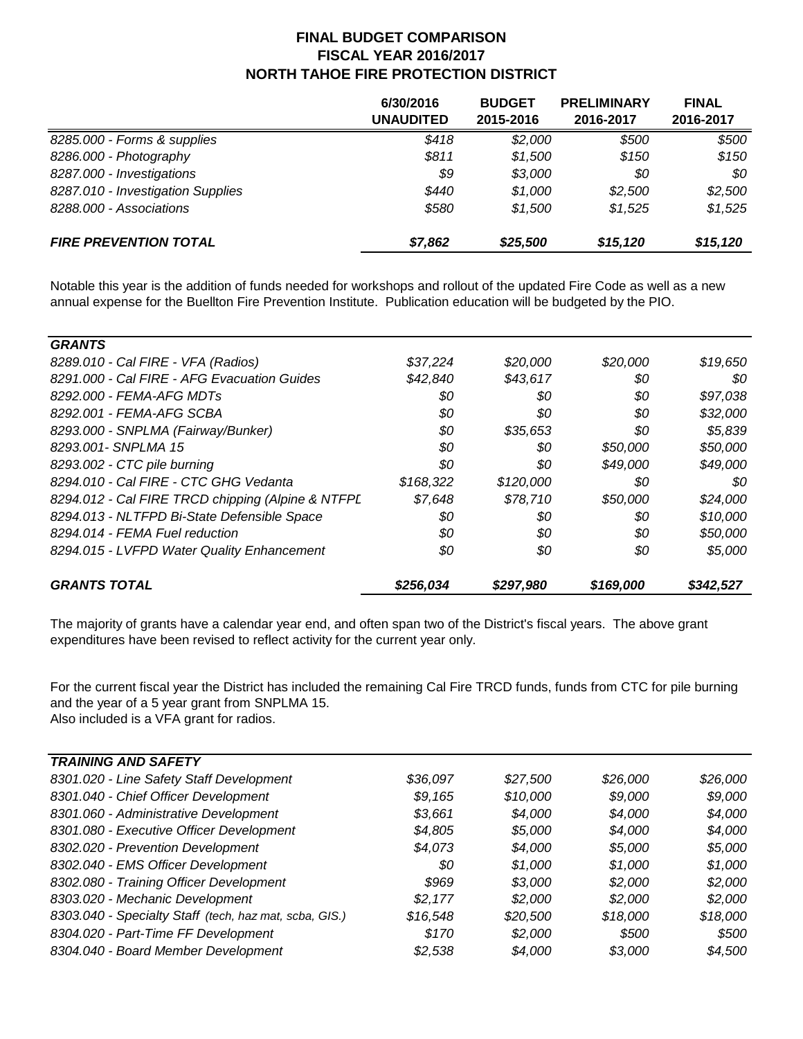# FINAL BUDGET COMPARISON
## FISCAL YEAR 2016/2017
## NORTH TAHOE FIRE PROTECTION DISTRICT

| | 6/30/2016 UNAUDITED | BUDGET 2015-2016 | PRELIMINARY 2016-2017 | FINAL 2016-2017 |
|---|---|---|---|---|
| *8285.000 - Forms & supplies* | *$418* | *$2,000* | *$500* | *$500* |
| *8286.000 - Photography* | *$811* | *$1,500* | *$150* | *$150* |
| *8287.000 - Investigations* | *$9* | *$3,000* | *$0* | *$0* |
| *8287.010 - Investigation Supplies* | *$440* | *$1,000* | *$2,500* | *$2,500* |
| *8288.000 - Associations* | *$580* | *$1,500* | *$1,525* | *$1,525* |
| ***FIRE PREVENTION TOTAL*** | ***$7,862*** | ***$25,500*** | ***$15,120*** | ***$15,120*** |

Notable this year is the addition of funds needed for workshops and rollout of the updated Fire Code as well as a new annual expense for the Buellton Fire Prevention Institute. Publication education will be budgeted by the PIO.

| ***GRANTS*** | | | | |
|---|---|---|---|---|
| *8289.010 - Cal FIRE - VFA (Radios)* | *$37,224* | *$20,000* | *$20,000* | *$19,650* |
| *8291.000 - Cal FIRE - AFG Evacuation Guides* | *$42,840* | *$43,617* | *$0* | *$0* |
| *8292.000 - FEMA-AFG MDTs* | *$0* | *$0* | *$0* | *$97,038* |
| *8292.001 - FEMA-AFG SCBA* | *$0* | *$0* | *$0* | *$32,000* |
| *8293.000 - SNPLMA (Fairway/Bunker)* | *$0* | *$35,653* | *$0* | *$5,839* |
| *8293.001- SNPLMA 15* | *$0* | *$0* | *$50,000* | *$50,000* |
| *8293.002 - CTC pile burning* | *$0* | *$0* | *$49,000* | *$49,000* |
| *8294.010 - Cal FIRE - CTC GHG Vedanta* | *$168,322* | *$120,000* | *$0* | *$0* |
| *8294.012 - Cal FIRE TRCD chipping (Alpine & NTFPD* | *$7,648* | *$78,710* | *$50,000* | *$24,000* |
| *8294.013 - NLTFPD Bi-State Defensible Space* | *$0* | *$0* | *$0* | *$10,000* |
| *8294.014 - FEMA Fuel reduction* | *$0* | *$0* | *$0* | *$50,000* |
| *8294.015 - LVFPD Water Quality Enhancement* | *$0* | *$0* | *$0* | *$5,000* |
| ***GRANTS TOTAL*** | ***$256,034*** | ***$297,980*** | ***$169,000*** | ***$342,527*** |

The majority of grants have a calendar year end, and often span two of the District's fiscal years. The above grant expenditures have been revised to reflect activity for the current year only.

For the current fiscal year the District has included the remaining Cal Fire TRCD funds, funds from CTC for pile burning and the year of a 5 year grant from SNPLMA 15.
Also included is a VFA grant for radios.

| ***TRAINING AND SAFETY*** | | | | |
|---|---|---|---|---|
| *8301.020 - Line Safety Staff Development* | *$36,097* | *$27,500* | *$26,000* | *$26,000* |
| *8301.040 - Chief Officer Development* | *$9,165* | *$10,000* | *$9,000* | *$9,000* |
| *8301.060 - Administrative Development* | *$3,661* | *$4,000* | *$4,000* | *$4,000* |
| *8301.080 - Executive Officer Development* | *$4,805* | *$5,000* | *$4,000* | *$4,000* |
| *8302.020 - Prevention Development* | *$4,073* | *$4,000* | *$5,000* | *$5,000* |
| *8302.040 - EMS Officer Development* | *$0* | *$1,000* | *$1,000* | *$1,000* |
| *8302.080 - Training Officer Development* | *$969* | *$3,000* | *$2,000* | *$2,000* |
| *8303.020 - Mechanic Development* | *$2,177* | *$2,000* | *$2,000* | *$2,000* |
| *8303.040 - Specialty Staff (tech, haz mat, scba, GIS.)* | *$16,548* | *$20,500* | *$18,000* | *$18,000* |
| *8304.020 - Part-Time FF Development* | *$170* | *$2,000* | *$500* | *$500* |
| *8304.040 - Board Member Development* | *$2,538* | *$4,000* | *$3,000* | *$4,500* |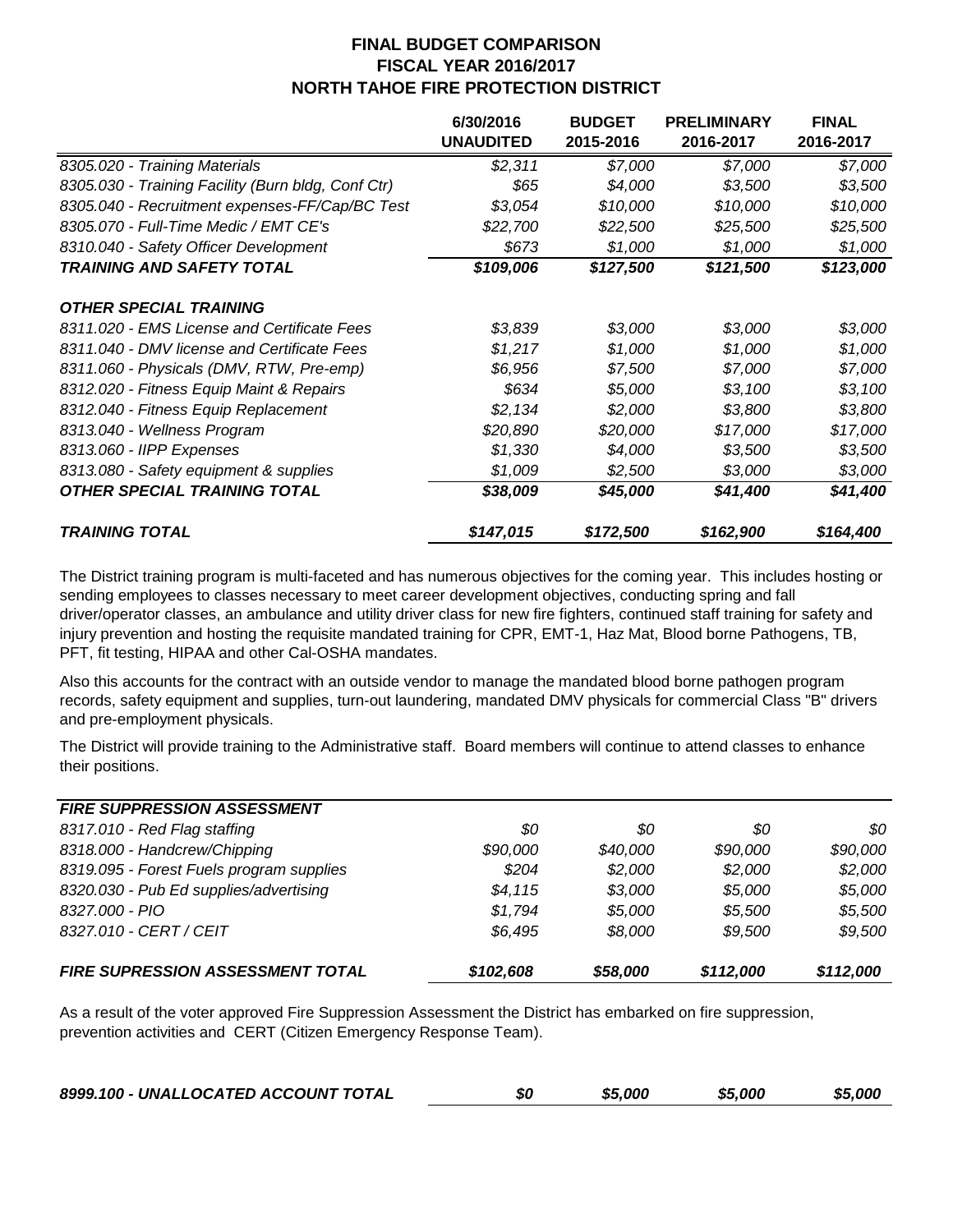# FINAL BUDGET COMPARISON
## FISCAL YEAR 2016/2017
## NORTH TAHOE FIRE PROTECTION DISTRICT

| | 6/30/2016 UNAUDITED | BUDGET 2015-2016 | PRELIMINARY 2016-2017 | FINAL 2016-2017 |
|---|---|---|---|---|
| *8305.020 - Training Materials* | *$2,311* | *$7,000* | *$7,000* | *$7,000* |
| *8305.030 - Training Facility (Burn bldg, Conf Ctr)* | *$65* | *$4,000* | *$3,500* | *$3,500* |
| *8305.040 - Recruitment expenses-FF/Cap/BC Test* | *$3,054* | *$10,000* | *$10,000* | *$10,000* |
| *8305.070 - Full-Time Medic / EMT CE's* | *$22,700* | *$22,500* | *$25,500* | *$25,500* |
| *8310.040 - Safety Officer Development* | *$673* | *$1,000* | *$1,000* | *$1,000* |
| ***TRAINING AND SAFETY TOTAL*** | ***$109,006*** | ***$127,500*** | ***$121,500*** | ***$123,000*** |
| | | | | |
| ***OTHER SPECIAL TRAINING*** | | | | |
| *8311.020 - EMS License and Certificate Fees* | *$3,839* | *$3,000* | *$3,000* | *$3,000* |
| *8311.040 - DMV license and Certificate Fees* | *$1,217* | *$1,000* | *$1,000* | *$1,000* |
| *8311.060 - Physicals (DMV, RTW, Pre-emp)* | *$6,956* | *$7,500* | *$7,000* | *$7,000* |
| *8312.020 - Fitness Equip Maint & Repairs* | *$634* | *$5,000* | *$3,100* | *$3,100* |
| *8312.040 - Fitness Equip Replacement* | *$2,134* | *$2,000* | *$3,800* | *$3,800* |
| *8313.040 - Wellness Program* | *$20,890* | *$20,000* | *$17,000* | *$17,000* |
| *8313.060 - IIPP Expenses* | *$1,330* | *$4,000* | *$3,500* | *$3,500* |
| *8313.080 - Safety equipment & supplies* | *$1,009* | *$2,500* | *$3,000* | *$3,000* |
| ***OTHER SPECIAL TRAINING TOTAL*** | ***$38,009*** | ***$45,000*** | ***$41,400*** | ***$41,400*** |
| | | | | |
| ***TRAINING TOTAL*** | ***$147,015*** | ***$172,500*** | ***$162,900*** | ***$164,400*** |

The District training program is multi-faceted and has numerous objectives for the coming year. This includes hosting or sending employees to classes necessary to meet career development objectives, conducting spring and fall driver/operator classes, an ambulance and utility driver class for new fire fighters, continued staff training for safety and injury prevention and hosting the requisite mandated training for CPR, EMT-1, Haz Mat, Blood borne Pathogens, TB, PFT, fit testing, HIPAA and other Cal-OSHA mandates.

Also this accounts for the contract with an outside vendor to manage the mandated blood borne pathogen program records, safety equipment and supplies, turn-out laundering, mandated DMV physicals for commercial Class "B" drivers and pre-employment physicals.

The District will provide training to the Administrative staff. Board members will continue to attend classes to enhance their positions.

| ***FIRE SUPPRESSION ASSESSMENT*** | | | | |
|---|---|---|---|---|
| *8317.010 - Red Flag staffing* | *$0* | *$0* | *$0* | *$0* |
| *8318.000 - Handcrew/Chipping* | *$90,000* | *$40,000* | *$90,000* | *$90,000* |
| *8319.095 - Forest Fuels program supplies* | *$204* | *$2,000* | *$2,000* | *$2,000* |
| *8320.030 - Pub Ed supplies/advertising* | *$4,115* | *$3,000* | *$5,000* | *$5,000* |
| *8327.000 - PIO* | *$1,794* | *$5,000* | *$5,500* | *$5,500* |
| *8327.010 - CERT / CEIT* | *$6,495* | *$8,000* | *$9,500* | *$9,500* |
| | | | | |
| ***FIRE SUPRESSION ASSESSMENT TOTAL*** | ***$102,608*** | ***$58,000*** | ***$112,000*** | ***$112,000*** |

As a result of the voter approved Fire Suppression Assessment the District has embarked on fire suppression, prevention activities and CERT (Citizen Emergency Response Team).

| ***8999.100 - UNALLOCATED ACCOUNT TOTAL*** | ***$0*** | ***$5,000*** | ***$5,000*** | ***$5,000*** |
|---|---|---|---|---|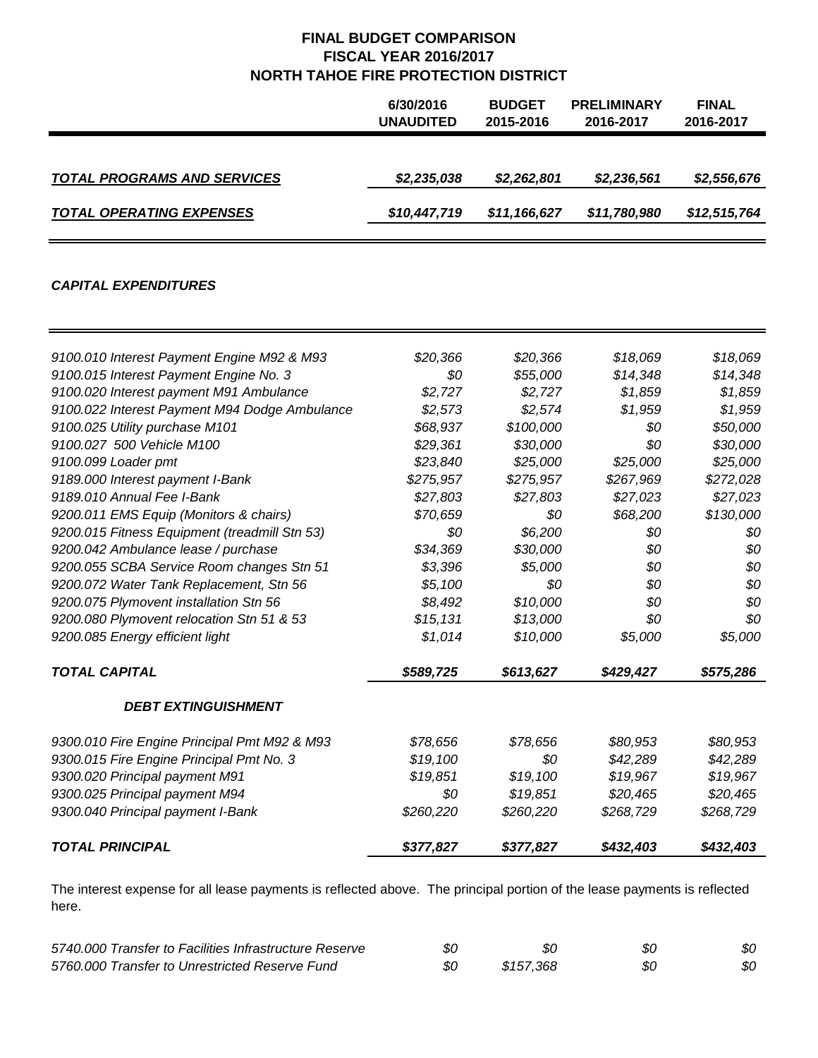**FINAL BUDGET COMPARISON**
**FISCAL YEAR 2016/2017**
**NORTH TAHOE FIRE PROTECTION DISTRICT**

| | 6/30/2016 UNAUDITED | BUDGET 2015-2016 | PRELIMINARY 2016-2017 | FINAL 2016-2017 |
|---|---|---|---|---|
| ***TOTAL PROGRAMS AND SERVICES*** | ***$2,235,038*** | ***$2,262,801*** | ***$2,236,561*** | ***$2,556,676*** |
| ***TOTAL OPERATING EXPENSES*** | ***$10,447,719*** | ***$11,166,627*** | ***$11,780,980*** | ***$12,515,764*** |

***CAPITAL EXPENDITURES***

| | 6/30/2016 UNAUDITED | BUDGET 2015-2016 | PRELIMINARY 2016-2017 | FINAL 2016-2017 |
|---|---|---|---|---|
| *9100.010 Interest Payment Engine M92 & M93* | *$20,366* | *$20,366* | *$18,069* | *$18,069* |
| *9100.015 Interest Payment Engine No. 3* | *$0* | *$55,000* | *$14,348* | *$14,348* |
| *9100.020 Interest payment M91 Ambulance* | *$2,727* | *$2,727* | *$1,859* | *$1,859* |
| *9100.022 Interest Payment M94 Dodge Ambulance* | *$2,573* | *$2,574* | *$1,959* | *$1,959* |
| *9100.025 Utility purchase M101* | *$68,937* | *$100,000* | *$0* | *$50,000* |
| *9100.027 500 Vehicle M100* | *$29,361* | *$30,000* | *$0* | *$30,000* |
| *9100.099 Loader pmt* | *$23,840* | *$25,000* | *$25,000* | *$25,000* |
| *9189.000 Interest payment I-Bank* | *$275,957* | *$275,957* | *$267,969* | *$272,028* |
| *9189.010 Annual Fee I-Bank* | *$27,803* | *$27,803* | *$27,023* | *$27,023* |
| *9200.011 EMS Equip (Monitors & chairs)* | *$70,659* | *$0* | *$68,200* | *$130,000* |
| *9200.015 Fitness Equipment (treadmill Stn 53)* | *$0* | *$6,200* | *$0* | *$0* |
| *9200.042 Ambulance lease / purchase* | *$34,369* | *$30,000* | *$0* | *$0* |
| *9200.055 SCBA Service Room changes Stn 51* | *$3,396* | *$5,000* | *$0* | *$0* |
| *9200.072 Water Tank Replacement, Stn 56* | *$5,100* | *$0* | *$0* | *$0* |
| *9200.075 Plymovent installation Stn 56* | *$8,492* | *$10,000* | *$0* | *$0* |
| *9200.080 Plymovent relocation Stn 51 & 53* | *$15,131* | *$13,000* | *$0* | *$0* |
| *9200.085 Energy efficient light* | *$1,014* | *$10,000* | *$5,000* | *$5,000* |
| ***TOTAL CAPITAL*** | ***$589,725*** | ***$613,627*** | ***$429,427*** | ***$575,286*** |
| ***DEBT EXTINGUISHMENT*** | | | | |
| *9300.010 Fire Engine Principal Pmt M92 & M93* | *$78,656* | *$78,656* | *$80,953* | *$80,953* |
| *9300.015 Fire Engine Principal Pmt No. 3* | *$19,100* | *$0* | *$42,289* | *$42,289* |
| *9300.020 Principal payment M91* | *$19,851* | *$19,100* | *$19,967* | *$19,967* |
| *9300.025 Principal payment M94* | *$0* | *$19,851* | *$20,465* | *$20,465* |
| *9300.040 Principal payment I-Bank* | *$260,220* | *$260,220* | *$268,729* | *$268,729* |
| ***TOTAL PRINCIPAL*** | ***$377,827*** | ***$377,827*** | ***$432,403*** | ***$432,403*** |

The interest expense for all lease payments is reflected above. The principal portion of the lease payments is reflected here.

| | 6/30/2016 UNAUDITED | BUDGET 2015-2016 | PRELIMINARY 2016-2017 | FINAL 2016-2017 |
|---|---|---|---|---|
| *5740.000 Transfer to Facilities Infrastructure Reserve* | *$0* | *$0* | *$0* | *$0* |
| *5760.000 Transfer to Unrestricted Reserve Fund* | *$0* | *$157,368* | *$0* | *$0* |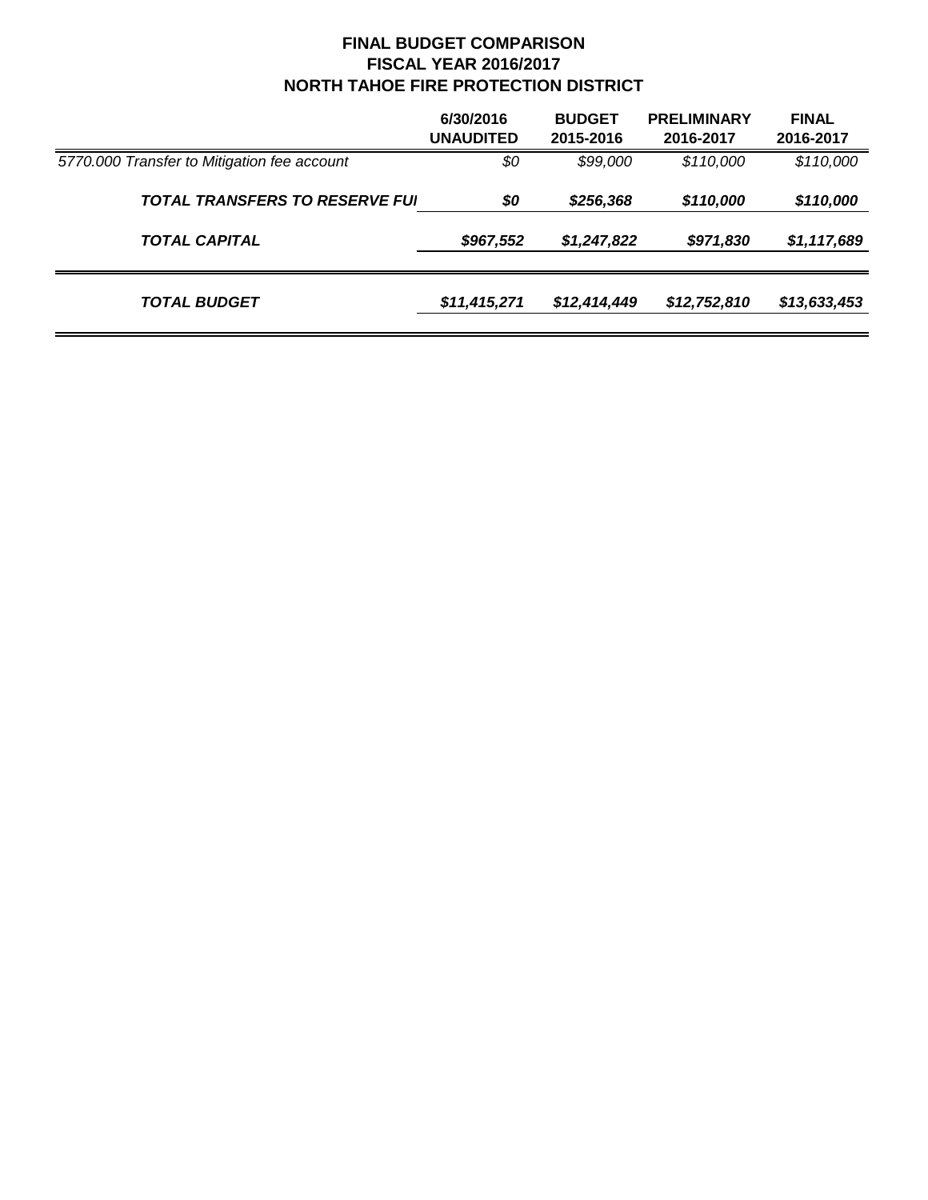**FINAL BUDGET COMPARISON**
**FISCAL YEAR 2016/2017**
**NORTH TAHOE FIRE PROTECTION DISTRICT**

| | 6/30/2016 UNAUDITED | BUDGET 2015-2016 | PRELIMINARY 2016-2017 | FINAL 2016-2017 |
|---|---|---|---|---|
| *5770.000 Transfer to Mitigation fee account* | *$0* | *$99,000* | *$110,000* | *$110,000* |
| ***TOTAL TRANSFERS TO RESERVE FUI*** | ***$0*** | ***$256,368*** | ***$110,000*** | ***$110,000*** |
| ***TOTAL CAPITAL*** | ***$967,552*** | ***$1,247,822*** | ***$971,830*** | ***$1,117,689*** |
| ***TOTAL BUDGET*** | ***$11,415,271*** | ***$12,414,449*** | ***$12,752,810*** | ***$13,633,453*** |